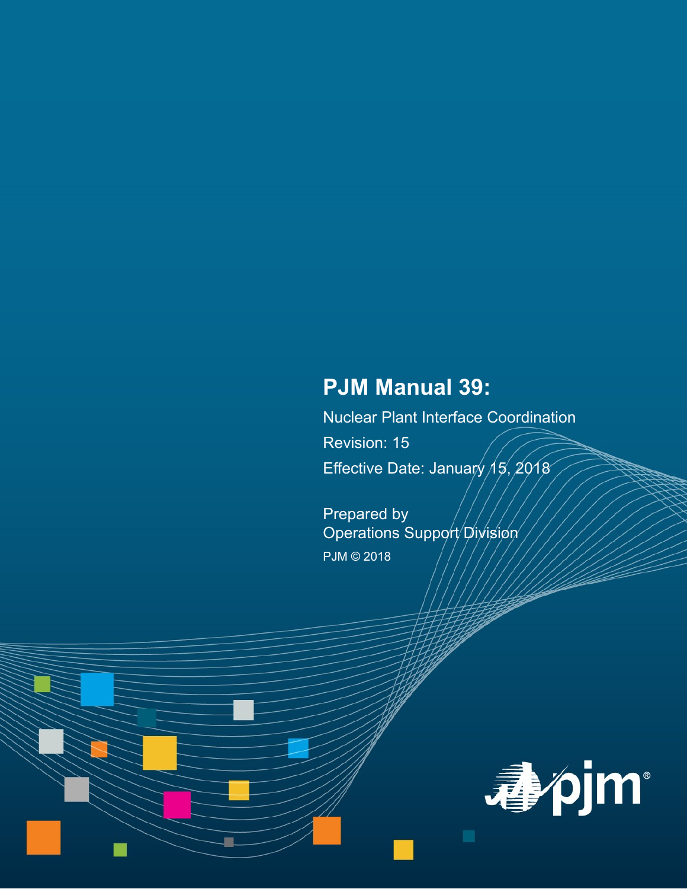# PJM Manual 39:

Nuclear Plant Interface Coordination

Revision: 15

Effective Date: January 15, 2018

Prepared by
Operations Support Division

PJM © 2018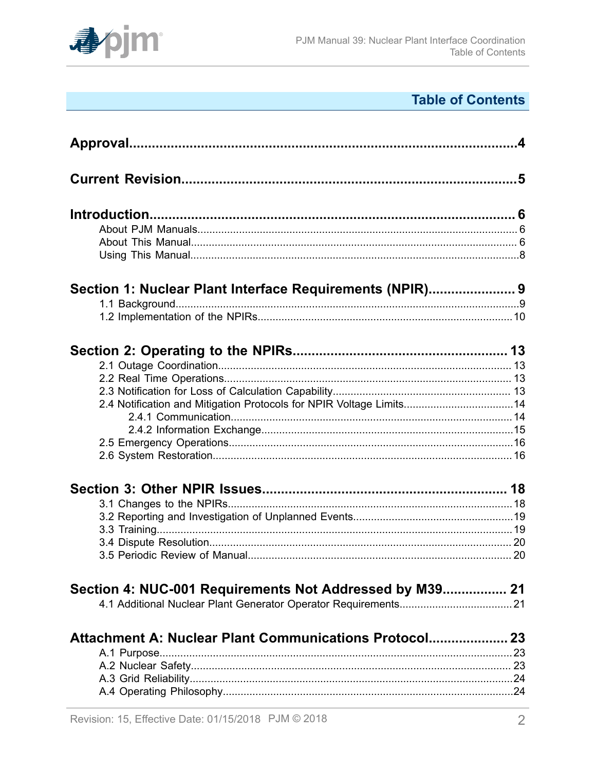# Table of Contents

**Approval**....................................................................................4

**Current Revision**.........................................................................5

**Introduction**................................................................................. 6
- About PJM Manuals......................................................................... 6
- About This Manual.......................................................................... 6
- Using This Manual...........................................................................8

**Section 1: Nuclear Plant Interface Requirements (NPIR)**...................... 9
- 1.1 Background...............................................................................9
- 1.2 Implementation of the NPIRs........................................................10

**Section 2: Operating to the NPIRs**....................................................... 13
- 2.1 Outage Coordination.................................................................. 13
- 2.2 Real Time Operations................................................................. 13
- 2.3 Notification for Loss of Calculation Capability................................ 13
- 2.4 Notification and Mitigation Protocols for NPIR Voltage Limits..............14
  - 2.4.1 Communication.................................................................. 14
  - 2.4.2 Information Exchange..........................................................15
- 2.5 Emergency Operations................................................................16
- 2.6 System Restoration.................................................................... 16

**Section 3: Other NPIR Issues**.............................................................. 18
- 3.1 Changes to the NPIRs.................................................................18
- 3.2 Reporting and Investigation of Unplanned Events.............................19
- 3.3 Training.................................................................................... 19
- 3.4 Dispute Resolution..................................................................... 20
- 3.5 Periodic Review of Manual........................................................... 20

**Section 4: NUC-001 Requirements Not Addressed by M39**................ 21
- 4.1 Additional Nuclear Plant Generator Operator Requirements................21

**Attachment A: Nuclear Plant Communications Protocol**.................... 23
- A.1 Purpose....................................................................................23
- A.2 Nuclear Safety........................................................................... 23
- A.3 Grid Reliability...........................................................................24
- A.4 Operating Philosophy..................................................................24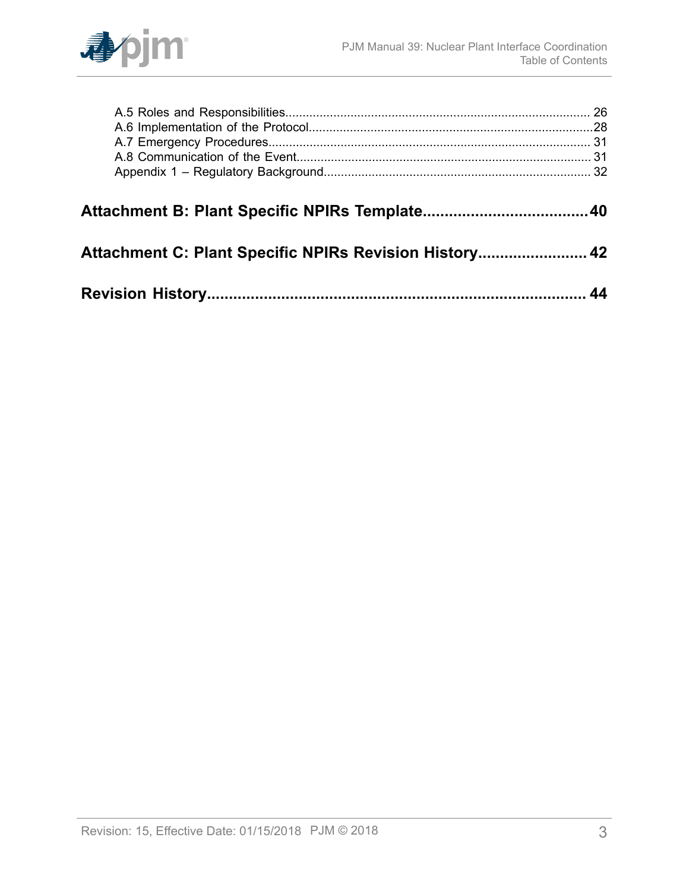A.5 Roles and Responsibilities........................................................................................ 26
A.6 Implementation of the Protocol...................................................................................28
A.7 Emergency Procedures............................................................................................. 31
A.8 Communication of the Event..................................................................................... 31
Appendix 1 – Regulatory Background............................................................................ 32

**Attachment B: Plant Specific NPIRs Template......................................40**

**Attachment C: Plant Specific NPIRs Revision History.........................42**

**Revision History......................................................................................44**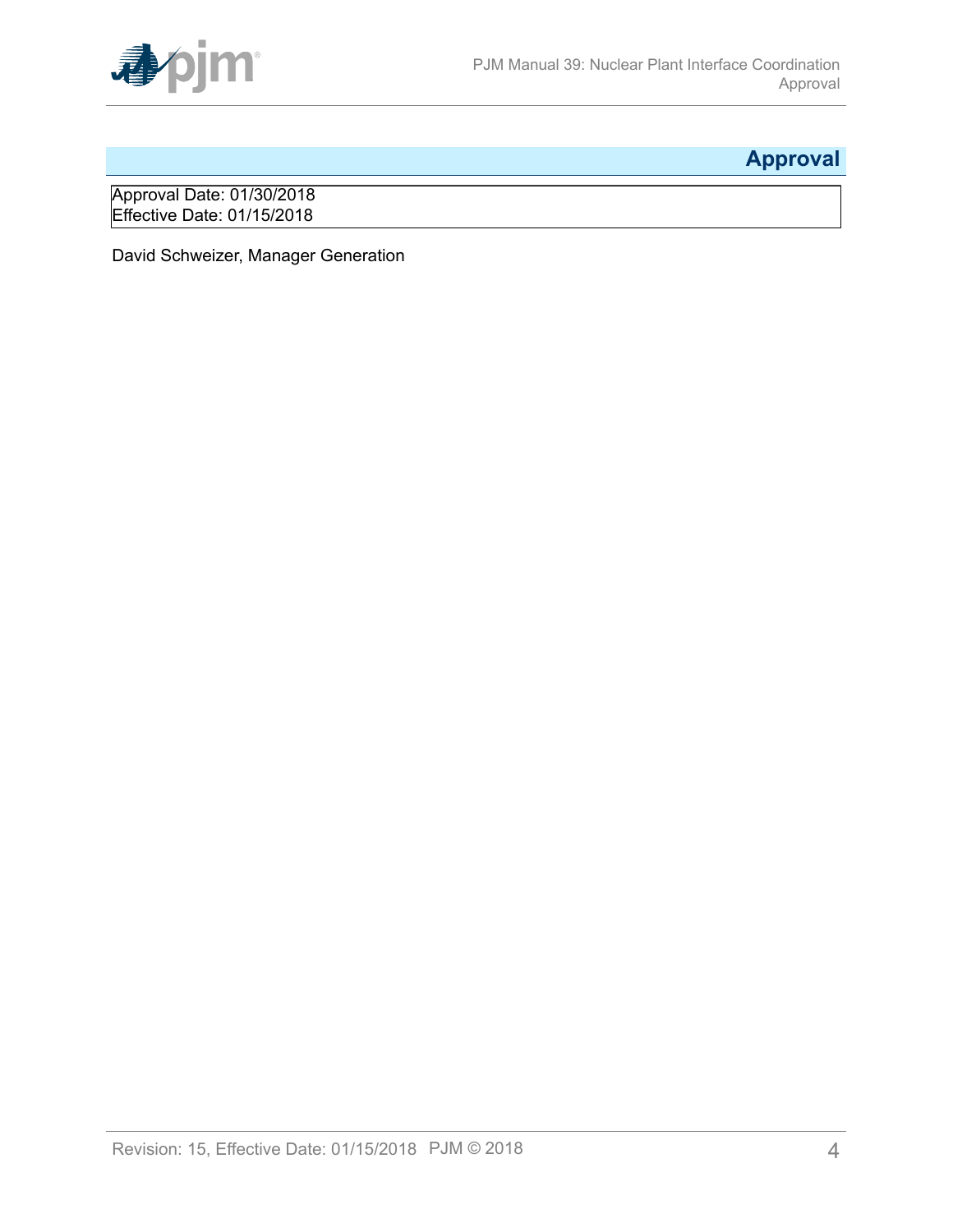# Approval

Approval Date: 01/30/2018
Effective Date: 01/15/2018

David Schweizer, Manager Generation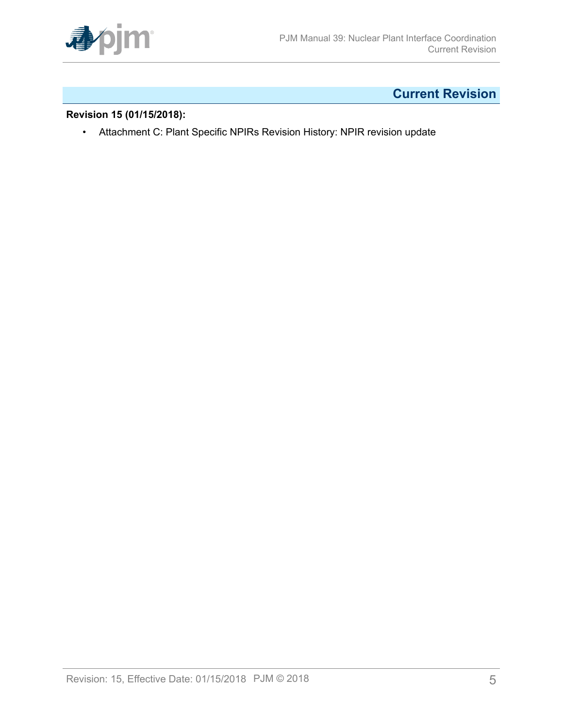# Current Revision

**Revision 15 (01/15/2018):**

- Attachment C: Plant Specific NPIRs Revision History: NPIR revision update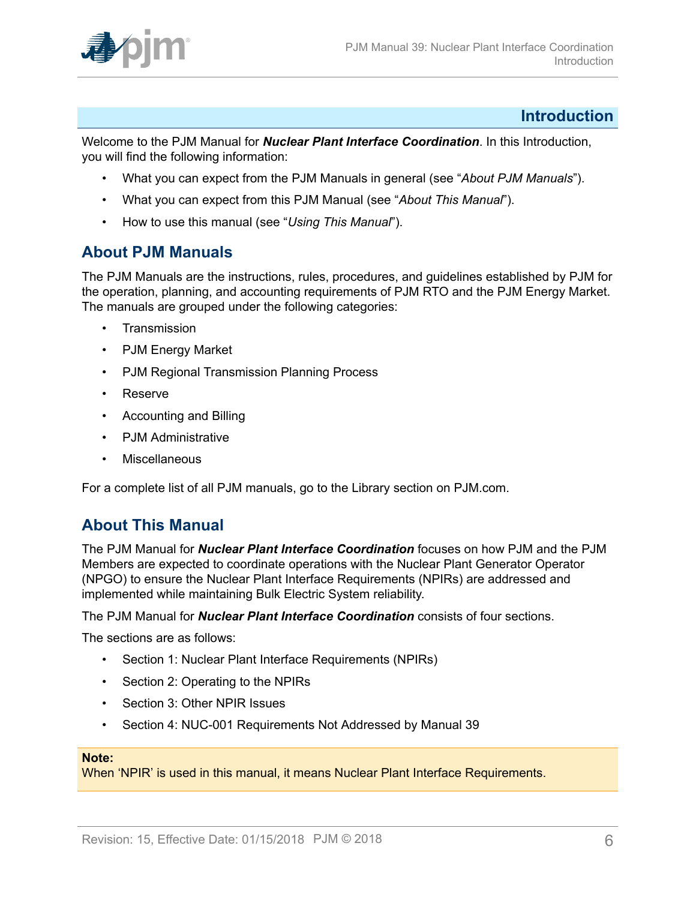# Introduction

Welcome to the PJM Manual for ***Nuclear Plant Interface Coordination***. In this Introduction, you will find the following information:

- What you can expect from the PJM Manuals in general (see "*About PJM Manuals*").
- What you can expect from this PJM Manual (see "*About This Manual*").
- How to use this manual (see "*Using This Manual*").

## About PJM Manuals

The PJM Manuals are the instructions, rules, procedures, and guidelines established by PJM for the operation, planning, and accounting requirements of PJM RTO and the PJM Energy Market. The manuals are grouped under the following categories:

- Transmission
- PJM Energy Market
- PJM Regional Transmission Planning Process
- Reserve
- Accounting and Billing
- PJM Administrative
- Miscellaneous

For a complete list of all PJM manuals, go to the Library section on PJM.com.

## About This Manual

The PJM Manual for ***Nuclear Plant Interface Coordination*** focuses on how PJM and the PJM Members are expected to coordinate operations with the Nuclear Plant Generator Operator (NPGO) to ensure the Nuclear Plant Interface Requirements (NPIRs) are addressed and implemented while maintaining Bulk Electric System reliability.

The PJM Manual for ***Nuclear Plant Interface Coordination*** consists of four sections.

The sections are as follows:

- Section 1: Nuclear Plant Interface Requirements (NPIRs)
- Section 2: Operating to the NPIRs
- Section 3: Other NPIR Issues
- Section 4: NUC-001 Requirements Not Addressed by Manual 39

**Note:**
When 'NPIR' is used in this manual, it means Nuclear Plant Interface Requirements.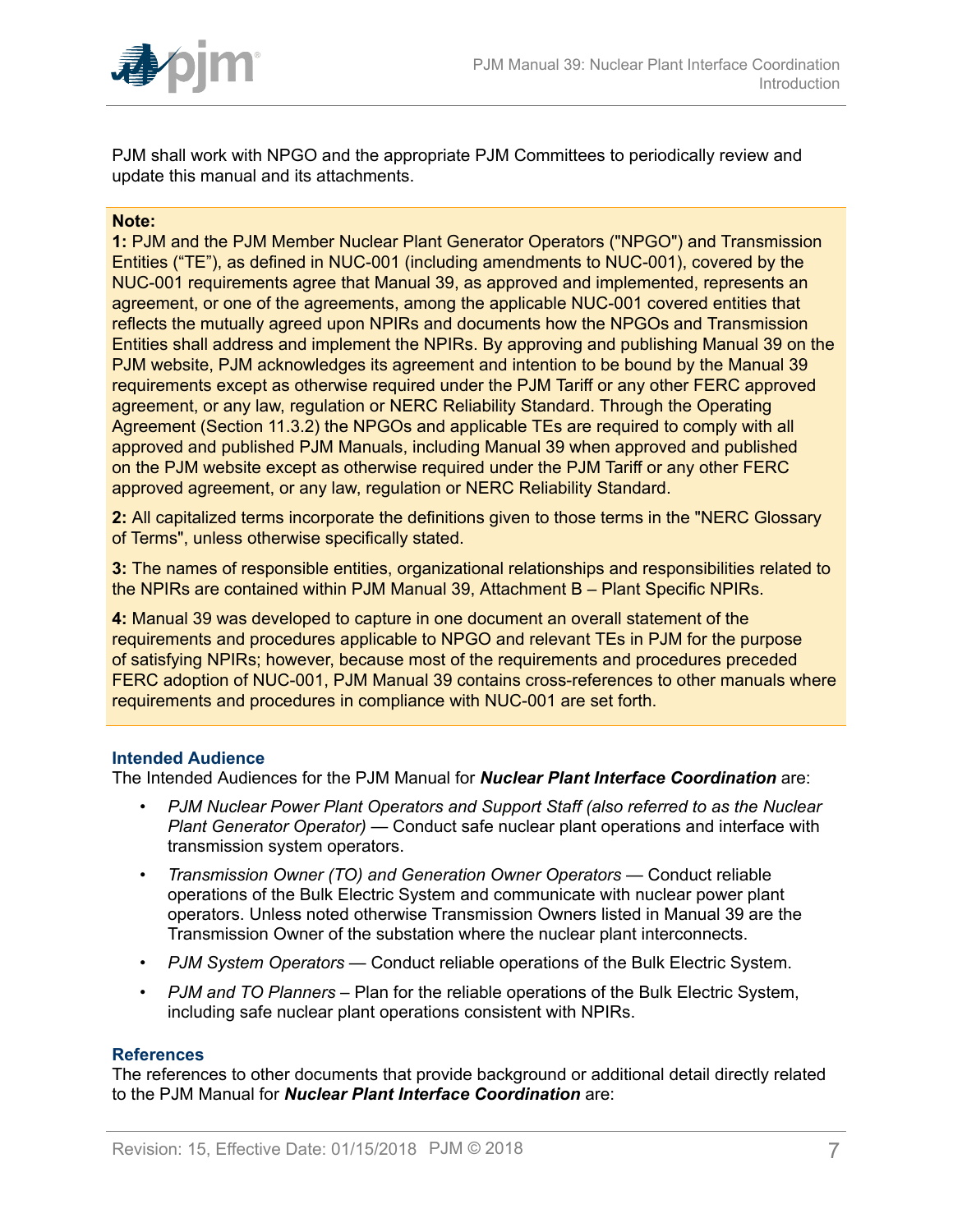PJM shall work with NPGO and the appropriate PJM Committees to periodically review and update this manual and its attachments.

> **Note:**
>
> **1:** PJM and the PJM Member Nuclear Plant Generator Operators ("NPGO") and Transmission Entities ("TE"), as defined in NUC-001 (including amendments to NUC-001), covered by the NUC-001 requirements agree that Manual 39, as approved and implemented, represents an agreement, or one of the agreements, among the applicable NUC-001 covered entities that reflects the mutually agreed upon NPIRs and documents how the NPGOs and Transmission Entities shall address and implement the NPIRs. By approving and publishing Manual 39 on the PJM website, PJM acknowledges its agreement and intention to be bound by the Manual 39 requirements except as otherwise required under the PJM Tariff or any other FERC approved agreement, or any law, regulation or NERC Reliability Standard. Through the Operating Agreement (Section 11.3.2) the NPGOs and applicable TEs are required to comply with all approved and published PJM Manuals, including Manual 39 when approved and published on the PJM website except as otherwise required under the PJM Tariff or any other FERC approved agreement, or any law, regulation or NERC Reliability Standard.
>
> **2:** All capitalized terms incorporate the definitions given to those terms in the "NERC Glossary of Terms", unless otherwise specifically stated.
>
> **3:** The names of responsible entities, organizational relationships and responsibilities related to the NPIRs are contained within PJM Manual 39, Attachment B – Plant Specific NPIRs.
>
> **4:** Manual 39 was developed to capture in one document an overall statement of the requirements and procedures applicable to NPGO and relevant TEs in PJM for the purpose of satisfying NPIRs; however, because most of the requirements and procedures preceded FERC adoption of NUC-001, PJM Manual 39 contains cross-references to other manuals where requirements and procedures in compliance with NUC-001 are set forth.

### Intended Audience

The Intended Audiences for the PJM Manual for ***Nuclear Plant Interface Coordination*** are:

- *PJM Nuclear Power Plant Operators and Support Staff (also referred to as the Nuclear Plant Generator Operator)* — Conduct safe nuclear plant operations and interface with transmission system operators.
- *Transmission Owner (TO) and Generation Owner Operators* — Conduct reliable operations of the Bulk Electric System and communicate with nuclear power plant operators. Unless noted otherwise Transmission Owners listed in Manual 39 are the Transmission Owner of the substation where the nuclear plant interconnects.
- *PJM System Operators* — Conduct reliable operations of the Bulk Electric System.
- *PJM and TO Planners* – Plan for the reliable operations of the Bulk Electric System, including safe nuclear plant operations consistent with NPIRs.

### References

The references to other documents that provide background or additional detail directly related to the PJM Manual for ***Nuclear Plant Interface Coordination*** are: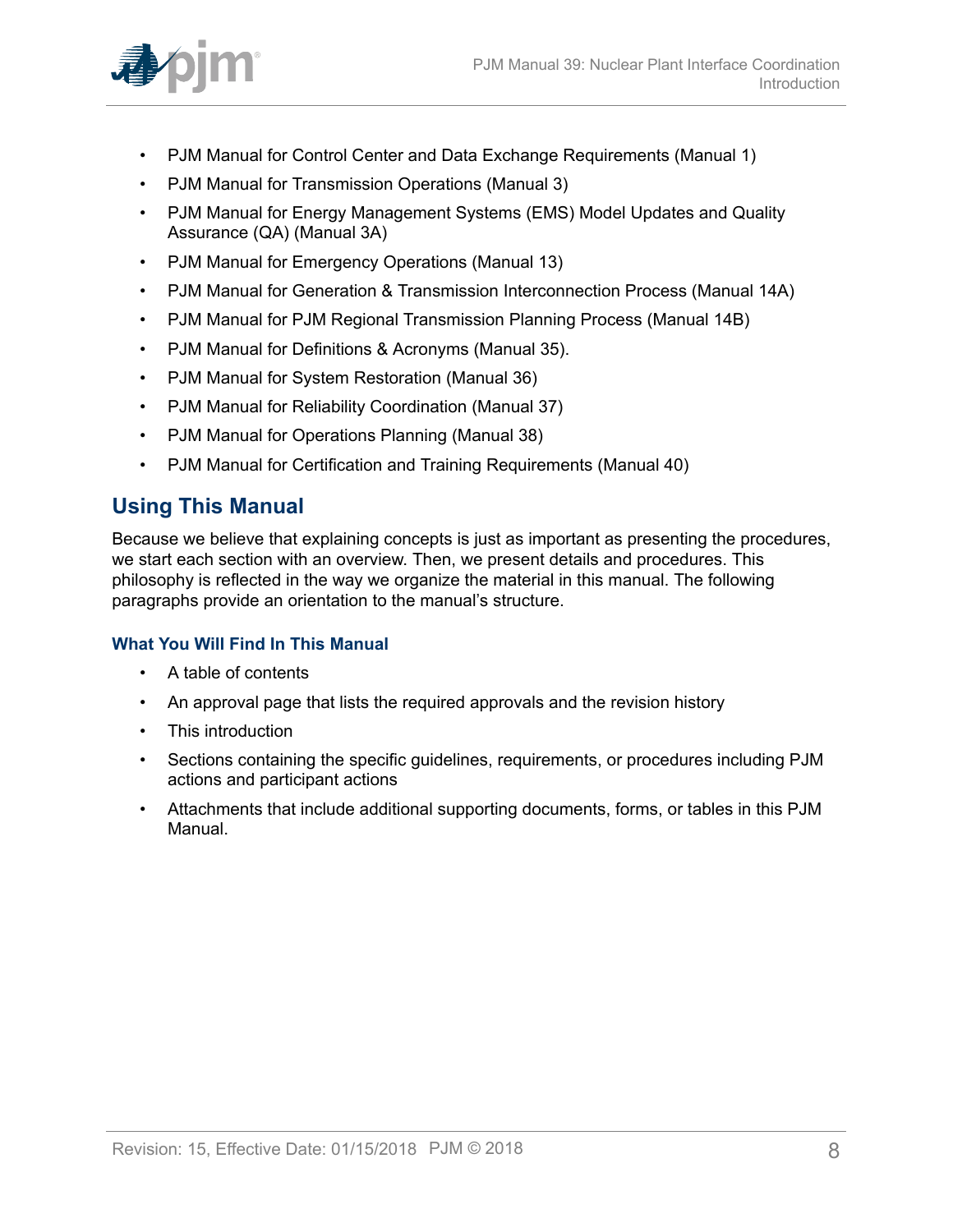- PJM Manual for Control Center and Data Exchange Requirements (Manual 1)
- PJM Manual for Transmission Operations (Manual 3)
- PJM Manual for Energy Management Systems (EMS) Model Updates and Quality Assurance (QA) (Manual 3A)
- PJM Manual for Emergency Operations (Manual 13)
- PJM Manual for Generation & Transmission Interconnection Process (Manual 14A)
- PJM Manual for PJM Regional Transmission Planning Process (Manual 14B)
- PJM Manual for Definitions & Acronyms (Manual 35).
- PJM Manual for System Restoration (Manual 36)
- PJM Manual for Reliability Coordination (Manual 37)
- PJM Manual for Operations Planning (Manual 38)
- PJM Manual for Certification and Training Requirements (Manual 40)

## Using This Manual

Because we believe that explaining concepts is just as important as presenting the procedures, we start each section with an overview. Then, we present details and procedures. This philosophy is reflected in the way we organize the material in this manual. The following paragraphs provide an orientation to the manual's structure.

### What You Will Find In This Manual

- A table of contents
- An approval page that lists the required approvals and the revision history
- This introduction
- Sections containing the specific guidelines, requirements, or procedures including PJM actions and participant actions
- Attachments that include additional supporting documents, forms, or tables in this PJM Manual.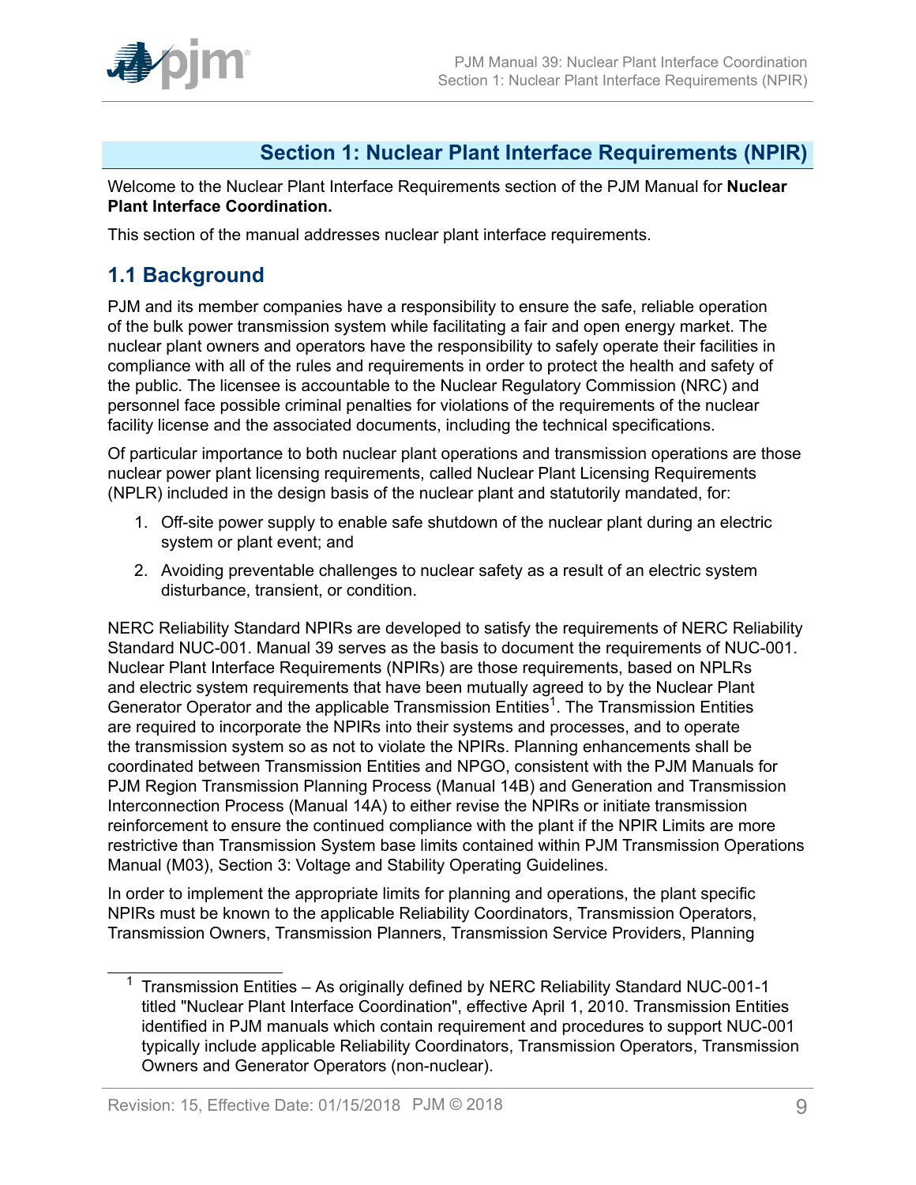# Section 1: Nuclear Plant Interface Requirements (NPIR)

Welcome to the Nuclear Plant Interface Requirements section of the PJM Manual for **Nuclear Plant Interface Coordination.**

This section of the manual addresses nuclear plant interface requirements.

## 1.1 Background

PJM and its member companies have a responsibility to ensure the safe, reliable operation of the bulk power transmission system while facilitating a fair and open energy market. The nuclear plant owners and operators have the responsibility to safely operate their facilities in compliance with all of the rules and requirements in order to protect the health and safety of the public. The licensee is accountable to the Nuclear Regulatory Commission (NRC) and personnel face possible criminal penalties for violations of the requirements of the nuclear facility license and the associated documents, including the technical specifications.

Of particular importance to both nuclear plant operations and transmission operations are those nuclear power plant licensing requirements, called Nuclear Plant Licensing Requirements (NPLR) included in the design basis of the nuclear plant and statutorily mandated, for:

1. Off-site power supply to enable safe shutdown of the nuclear plant during an electric system or plant event; and
2. Avoiding preventable challenges to nuclear safety as a result of an electric system disturbance, transient, or condition.

NERC Reliability Standard NPIRs are developed to satisfy the requirements of NERC Reliability Standard NUC-001. Manual 39 serves as the basis to document the requirements of NUC-001. Nuclear Plant Interface Requirements (NPIRs) are those requirements, based on NPLRs and electric system requirements that have been mutually agreed to by the Nuclear Plant Generator Operator and the applicable Transmission Entities[1]. The Transmission Entities are required to incorporate the NPIRs into their systems and processes, and to operate the transmission system so as not to violate the NPIRs. Planning enhancements shall be coordinated between Transmission Entities and NPGO, consistent with the PJM Manuals for PJM Region Transmission Planning Process (Manual 14B) and Generation and Transmission Interconnection Process (Manual 14A) to either revise the NPIRs or initiate transmission reinforcement to ensure the continued compliance with the plant if the NPIR Limits are more restrictive than Transmission System base limits contained within PJM Transmission Operations Manual (M03), Section 3: Voltage and Stability Operating Guidelines.

In order to implement the appropriate limits for planning and operations, the plant specific NPIRs must be known to the applicable Reliability Coordinators, Transmission Operators, Transmission Owners, Transmission Planners, Transmission Service Providers, Planning

[1] Transmission Entities – As originally defined by NERC Reliability Standard NUC-001-1 titled "Nuclear Plant Interface Coordination", effective April 1, 2010. Transmission Entities identified in PJM manuals which contain requirement and procedures to support NUC-001 typically include applicable Reliability Coordinators, Transmission Operators, Transmission Owners and Generator Operators (non-nuclear).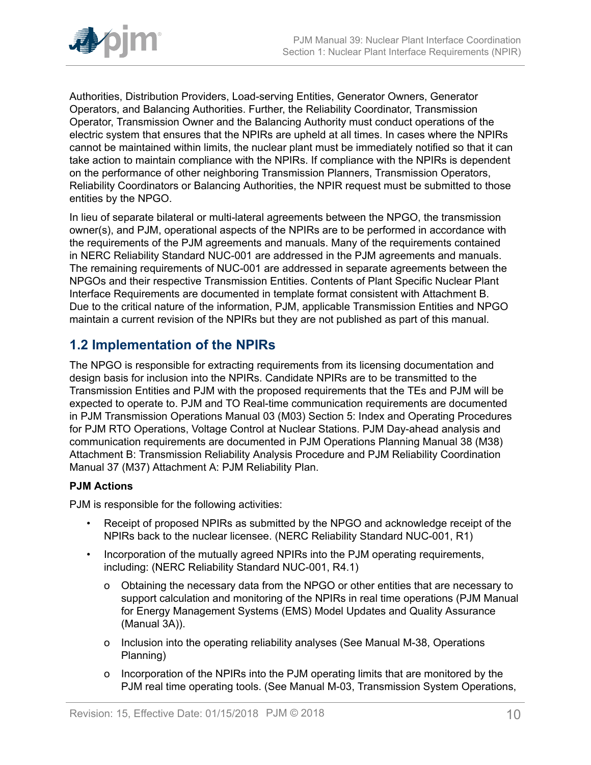Authorities, Distribution Providers, Load-serving Entities, Generator Owners, Generator Operators, and Balancing Authorities. Further, the Reliability Coordinator, Transmission Operator, Transmission Owner and the Balancing Authority must conduct operations of the electric system that ensures that the NPIRs are upheld at all times. In cases where the NPIRs cannot be maintained within limits, the nuclear plant must be immediately notified so that it can take action to maintain compliance with the NPIRs. If compliance with the NPIRs is dependent on the performance of other neighboring Transmission Planners, Transmission Operators, Reliability Coordinators or Balancing Authorities, the NPIR request must be submitted to those entities by the NPGO.

In lieu of separate bilateral or multi-lateral agreements between the NPGO, the transmission owner(s), and PJM, operational aspects of the NPIRs are to be performed in accordance with the requirements of the PJM agreements and manuals. Many of the requirements contained in NERC Reliability Standard NUC-001 are addressed in the PJM agreements and manuals. The remaining requirements of NUC-001 are addressed in separate agreements between the NPGOs and their respective Transmission Entities. Contents of Plant Specific Nuclear Plant Interface Requirements are documented in template format consistent with Attachment B. Due to the critical nature of the information, PJM, applicable Transmission Entities and NPGO maintain a current revision of the NPIRs but they are not published as part of this manual.

## 1.2 Implementation of the NPIRs

The NPGO is responsible for extracting requirements from its licensing documentation and design basis for inclusion into the NPIRs. Candidate NPIRs are to be transmitted to the Transmission Entities and PJM with the proposed requirements that the TEs and PJM will be expected to operate to. PJM and TO Real-time communication requirements are documented in PJM Transmission Operations Manual 03 (M03) Section 5: Index and Operating Procedures for PJM RTO Operations, Voltage Control at Nuclear Stations. PJM Day-ahead analysis and communication requirements are documented in PJM Operations Planning Manual 38 (M38) Attachment B: Transmission Reliability Analysis Procedure and PJM Reliability Coordination Manual 37 (M37) Attachment A: PJM Reliability Plan.

**PJM Actions**

PJM is responsible for the following activities:

- Receipt of proposed NPIRs as submitted by the NPGO and acknowledge receipt of the NPIRs back to the nuclear licensee. (NERC Reliability Standard NUC-001, R1)
- Incorporation of the mutually agreed NPIRs into the PJM operating requirements, including: (NERC Reliability Standard NUC-001, R4.1)
  - o Obtaining the necessary data from the NPGO or other entities that are necessary to support calculation and monitoring of the NPIRs in real time operations (PJM Manual for Energy Management Systems (EMS) Model Updates and Quality Assurance (Manual 3A)).
  - o Inclusion into the operating reliability analyses (See Manual M-38, Operations Planning)
  - o Incorporation of the NPIRs into the PJM operating limits that are monitored by the PJM real time operating tools. (See Manual M-03, Transmission System Operations,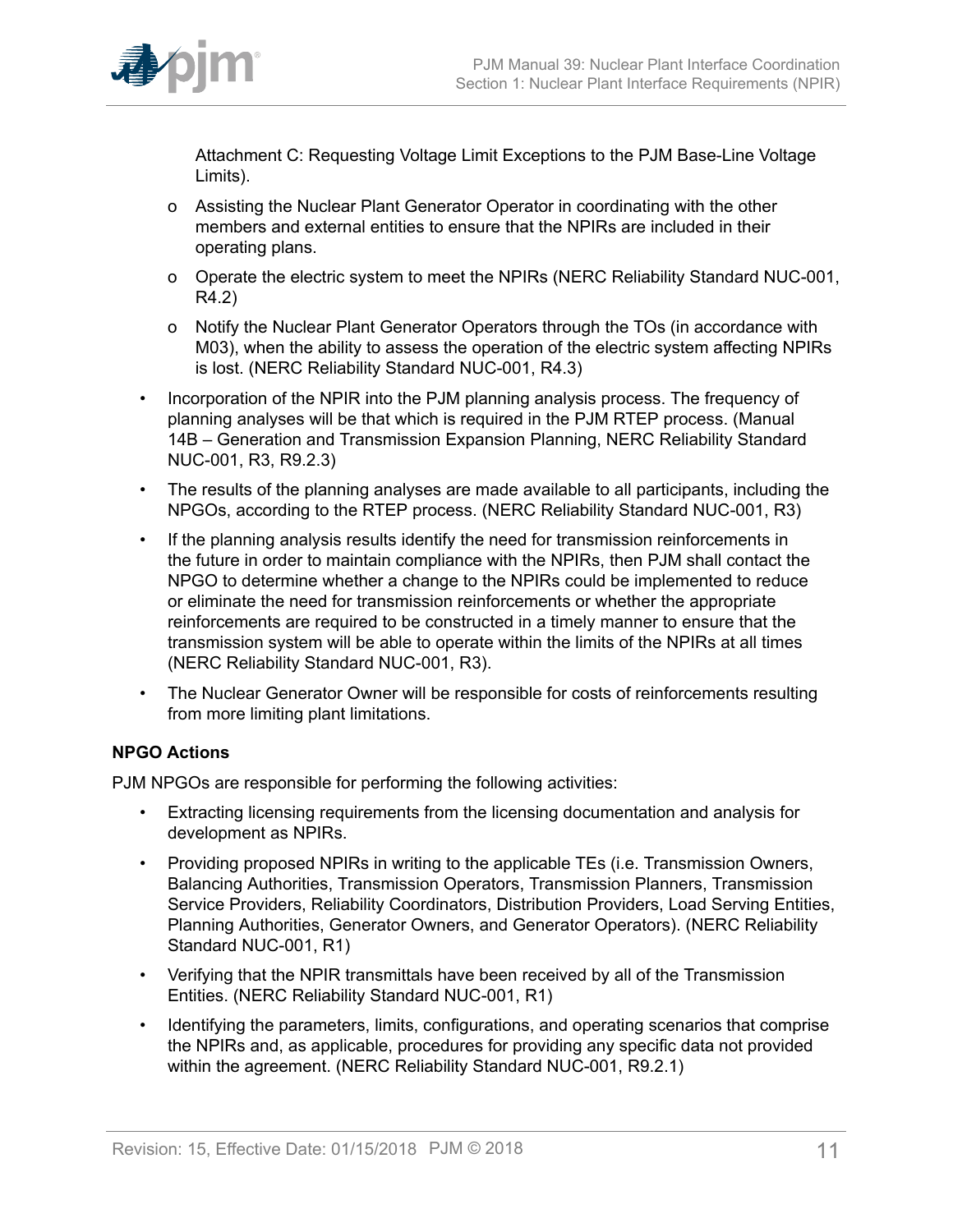Attachment C: Requesting Voltage Limit Exceptions to the PJM Base-Line Voltage Limits).

  - o Assisting the Nuclear Plant Generator Operator in coordinating with the other members and external entities to ensure that the NPIRs are included in their operating plans.
  - o Operate the electric system to meet the NPIRs (NERC Reliability Standard NUC-001, R4.2)
  - o Notify the Nuclear Plant Generator Operators through the TOs (in accordance with M03), when the ability to assess the operation of the electric system affecting NPIRs is lost. (NERC Reliability Standard NUC-001, R4.3)

- Incorporation of the NPIR into the PJM planning analysis process. The frequency of planning analyses will be that which is required in the PJM RTEP process. (Manual 14B – Generation and Transmission Expansion Planning, NERC Reliability Standard NUC-001, R3, R9.2.3)
- The results of the planning analyses are made available to all participants, including the NPGOs, according to the RTEP process. (NERC Reliability Standard NUC-001, R3)
- If the planning analysis results identify the need for transmission reinforcements in the future in order to maintain compliance with the NPIRs, then PJM shall contact the NPGO to determine whether a change to the NPIRs could be implemented to reduce or eliminate the need for transmission reinforcements or whether the appropriate reinforcements are required to be constructed in a timely manner to ensure that the transmission system will be able to operate within the limits of the NPIRs at all times (NERC Reliability Standard NUC-001, R3).
- The Nuclear Generator Owner will be responsible for costs of reinforcements resulting from more limiting plant limitations.

**NPGO Actions**

PJM NPGOs are responsible for performing the following activities:

- Extracting licensing requirements from the licensing documentation and analysis for development as NPIRs.
- Providing proposed NPIRs in writing to the applicable TEs (i.e. Transmission Owners, Balancing Authorities, Transmission Operators, Transmission Planners, Transmission Service Providers, Reliability Coordinators, Distribution Providers, Load Serving Entities, Planning Authorities, Generator Owners, and Generator Operators). (NERC Reliability Standard NUC-001, R1)
- Verifying that the NPIR transmittals have been received by all of the Transmission Entities. (NERC Reliability Standard NUC-001, R1)
- Identifying the parameters, limits, configurations, and operating scenarios that comprise the NPIRs and, as applicable, procedures for providing any specific data not provided within the agreement. (NERC Reliability Standard NUC-001, R9.2.1)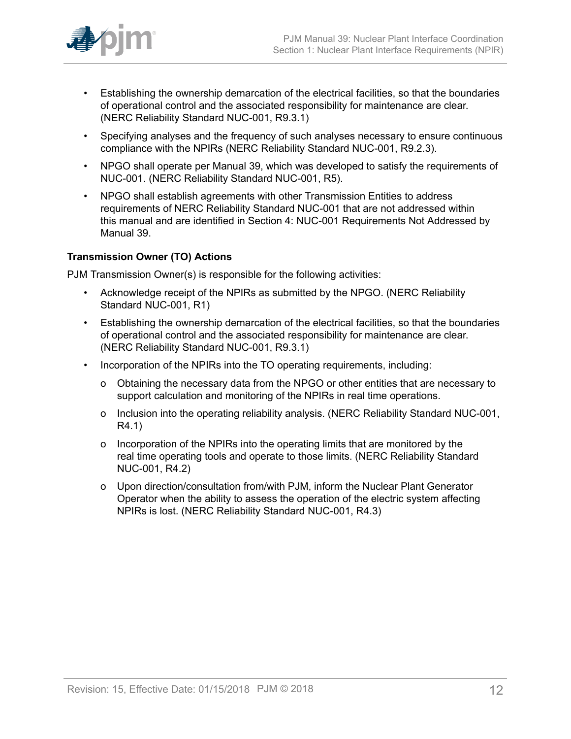- Establishing the ownership demarcation of the electrical facilities, so that the boundaries of operational control and the associated responsibility for maintenance are clear. (NERC Reliability Standard NUC-001, R9.3.1)
- Specifying analyses and the frequency of such analyses necessary to ensure continuous compliance with the NPIRs (NERC Reliability Standard NUC-001, R9.2.3).
- NPGO shall operate per Manual 39, which was developed to satisfy the requirements of NUC-001. (NERC Reliability Standard NUC-001, R5).
- NPGO shall establish agreements with other Transmission Entities to address requirements of NERC Reliability Standard NUC-001 that are not addressed within this manual and are identified in Section 4: NUC-001 Requirements Not Addressed by Manual 39.

**Transmission Owner (TO) Actions**

PJM Transmission Owner(s) is responsible for the following activities:

- Acknowledge receipt of the NPIRs as submitted by the NPGO. (NERC Reliability Standard NUC-001, R1)
- Establishing the ownership demarcation of the electrical facilities, so that the boundaries of operational control and the associated responsibility for maintenance are clear. (NERC Reliability Standard NUC-001, R9.3.1)
- Incorporation of the NPIRs into the TO operating requirements, including:
  - Obtaining the necessary data from the NPGO or other entities that are necessary to support calculation and monitoring of the NPIRs in real time operations.
  - Inclusion into the operating reliability analysis. (NERC Reliability Standard NUC-001, R4.1)
  - Incorporation of the NPIRs into the operating limits that are monitored by the real time operating tools and operate to those limits. (NERC Reliability Standard NUC-001, R4.2)
  - Upon direction/consultation from/with PJM, inform the Nuclear Plant Generator Operator when the ability to assess the operation of the electric system affecting NPIRs is lost. (NERC Reliability Standard NUC-001, R4.3)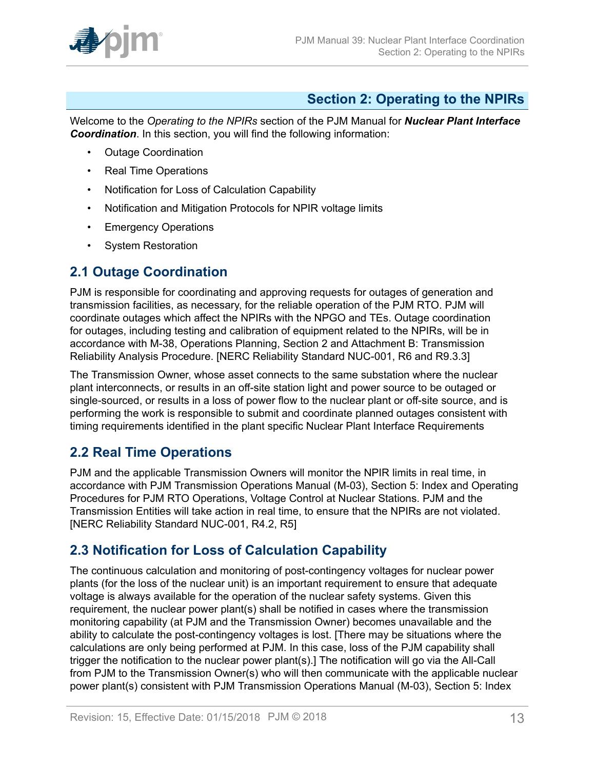## Section 2: Operating to the NPIRs

Welcome to the *Operating to the NPIRs* section of the PJM Manual for ***Nuclear Plant Interface Coordination***. In this section, you will find the following information:

- Outage Coordination
- Real Time Operations
- Notification for Loss of Calculation Capability
- Notification and Mitigation Protocols for NPIR voltage limits
- Emergency Operations
- System Restoration

### 2.1 Outage Coordination

PJM is responsible for coordinating and approving requests for outages of generation and transmission facilities, as necessary, for the reliable operation of the PJM RTO. PJM will coordinate outages which affect the NPIRs with the NPGO and TEs. Outage coordination for outages, including testing and calibration of equipment related to the NPIRs, will be in accordance with M-38, Operations Planning, Section 2 and Attachment B: Transmission Reliability Analysis Procedure. [NERC Reliability Standard NUC-001, R6 and R9.3.3]

The Transmission Owner, whose asset connects to the same substation where the nuclear plant interconnects, or results in an off-site station light and power source to be outaged or single-sourced, or results in a loss of power flow to the nuclear plant or off-site source, and is performing the work is responsible to submit and coordinate planned outages consistent with timing requirements identified in the plant specific Nuclear Plant Interface Requirements

### 2.2 Real Time Operations

PJM and the applicable Transmission Owners will monitor the NPIR limits in real time, in accordance with PJM Transmission Operations Manual (M-03), Section 5: Index and Operating Procedures for PJM RTO Operations, Voltage Control at Nuclear Stations. PJM and the Transmission Entities will take action in real time, to ensure that the NPIRs are not violated. [NERC Reliability Standard NUC-001, R4.2, R5]

### 2.3 Notification for Loss of Calculation Capability

The continuous calculation and monitoring of post-contingency voltages for nuclear power plants (for the loss of the nuclear unit) is an important requirement to ensure that adequate voltage is always available for the operation of the nuclear safety systems. Given this requirement, the nuclear power plant(s) shall be notified in cases where the transmission monitoring capability (at PJM and the Transmission Owner) becomes unavailable and the ability to calculate the post-contingency voltages is lost. [There may be situations where the calculations are only being performed at PJM. In this case, loss of the PJM capability shall trigger the notification to the nuclear power plant(s).] The notification will go via the All-Call from PJM to the Transmission Owner(s) who will then communicate with the applicable nuclear power plant(s) consistent with PJM Transmission Operations Manual (M-03), Section 5: Index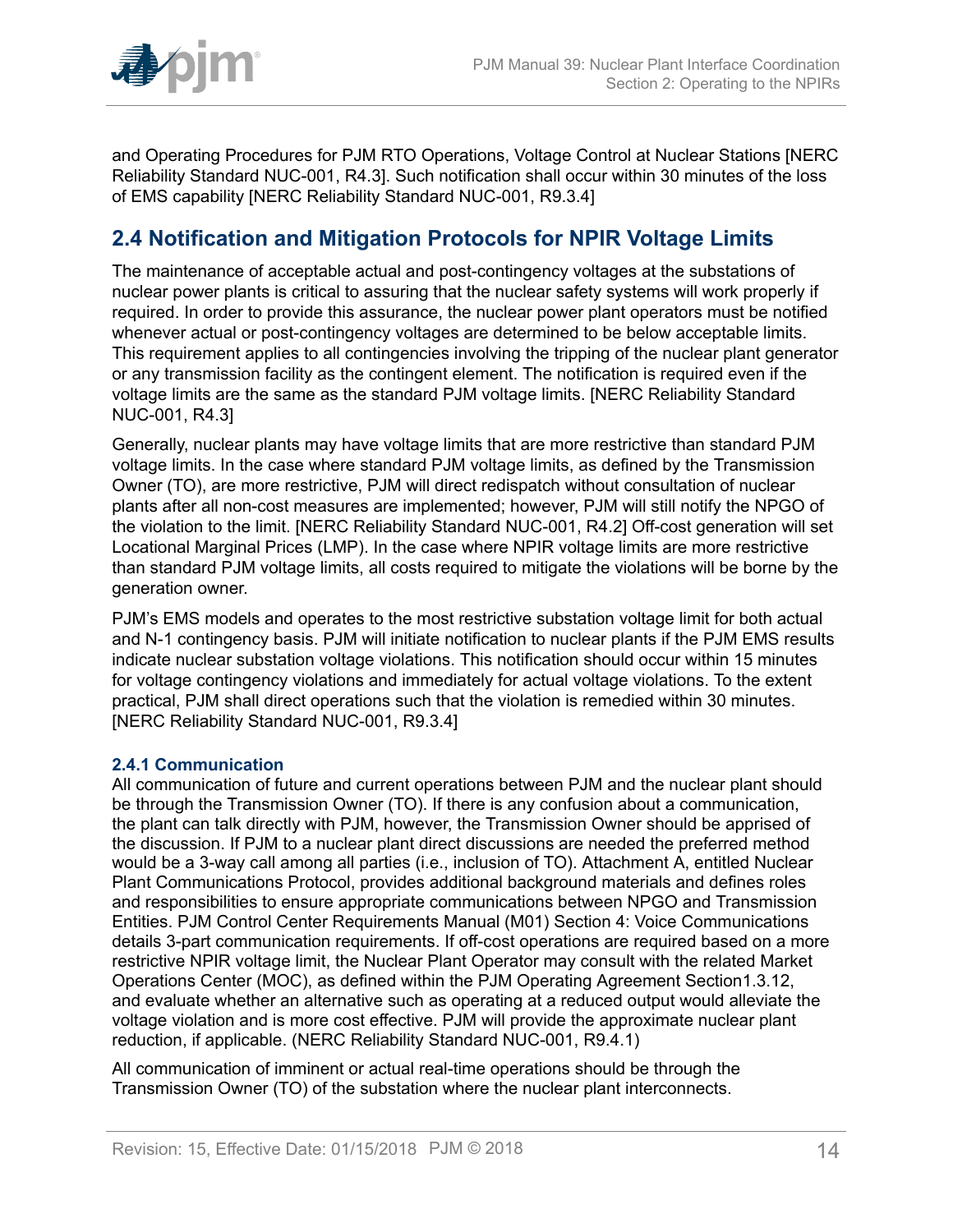and Operating Procedures for PJM RTO Operations, Voltage Control at Nuclear Stations [NERC Reliability Standard NUC-001, R4.3]. Such notification shall occur within 30 minutes of the loss of EMS capability [NERC Reliability Standard NUC-001, R9.3.4]

## 2.4 Notification and Mitigation Protocols for NPIR Voltage Limits

The maintenance of acceptable actual and post-contingency voltages at the substations of nuclear power plants is critical to assuring that the nuclear safety systems will work properly if required. In order to provide this assurance, the nuclear power plant operators must be notified whenever actual or post-contingency voltages are determined to be below acceptable limits. This requirement applies to all contingencies involving the tripping of the nuclear plant generator or any transmission facility as the contingent element. The notification is required even if the voltage limits are the same as the standard PJM voltage limits. [NERC Reliability Standard NUC-001, R4.3]

Generally, nuclear plants may have voltage limits that are more restrictive than standard PJM voltage limits. In the case where standard PJM voltage limits, as defined by the Transmission Owner (TO), are more restrictive, PJM will direct redispatch without consultation of nuclear plants after all non-cost measures are implemented; however, PJM will still notify the NPGO of the violation to the limit. [NERC Reliability Standard NUC-001, R4.2] Off-cost generation will set Locational Marginal Prices (LMP). In the case where NPIR voltage limits are more restrictive than standard PJM voltage limits, all costs required to mitigate the violations will be borne by the generation owner.

PJM's EMS models and operates to the most restrictive substation voltage limit for both actual and N-1 contingency basis. PJM will initiate notification to nuclear plants if the PJM EMS results indicate nuclear substation voltage violations. This notification should occur within 15 minutes for voltage contingency violations and immediately for actual voltage violations. To the extent practical, PJM shall direct operations such that the violation is remedied within 30 minutes. [NERC Reliability Standard NUC-001, R9.3.4]

### 2.4.1 Communication

All communication of future and current operations between PJM and the nuclear plant should be through the Transmission Owner (TO). If there is any confusion about a communication, the plant can talk directly with PJM, however, the Transmission Owner should be apprised of the discussion. If PJM to a nuclear plant direct discussions are needed the preferred method would be a 3-way call among all parties (i.e., inclusion of TO). Attachment A, entitled Nuclear Plant Communications Protocol, provides additional background materials and defines roles and responsibilities to ensure appropriate communications between NPGO and Transmission Entities. PJM Control Center Requirements Manual (M01) Section 4: Voice Communications details 3-part communication requirements. If off-cost operations are required based on a more restrictive NPIR voltage limit, the Nuclear Plant Operator may consult with the related Market Operations Center (MOC), as defined within the PJM Operating Agreement Section1.3.12, and evaluate whether an alternative such as operating at a reduced output would alleviate the voltage violation and is more cost effective. PJM will provide the approximate nuclear plant reduction, if applicable. (NERC Reliability Standard NUC-001, R9.4.1)

All communication of imminent or actual real-time operations should be through the Transmission Owner (TO) of the substation where the nuclear plant interconnects.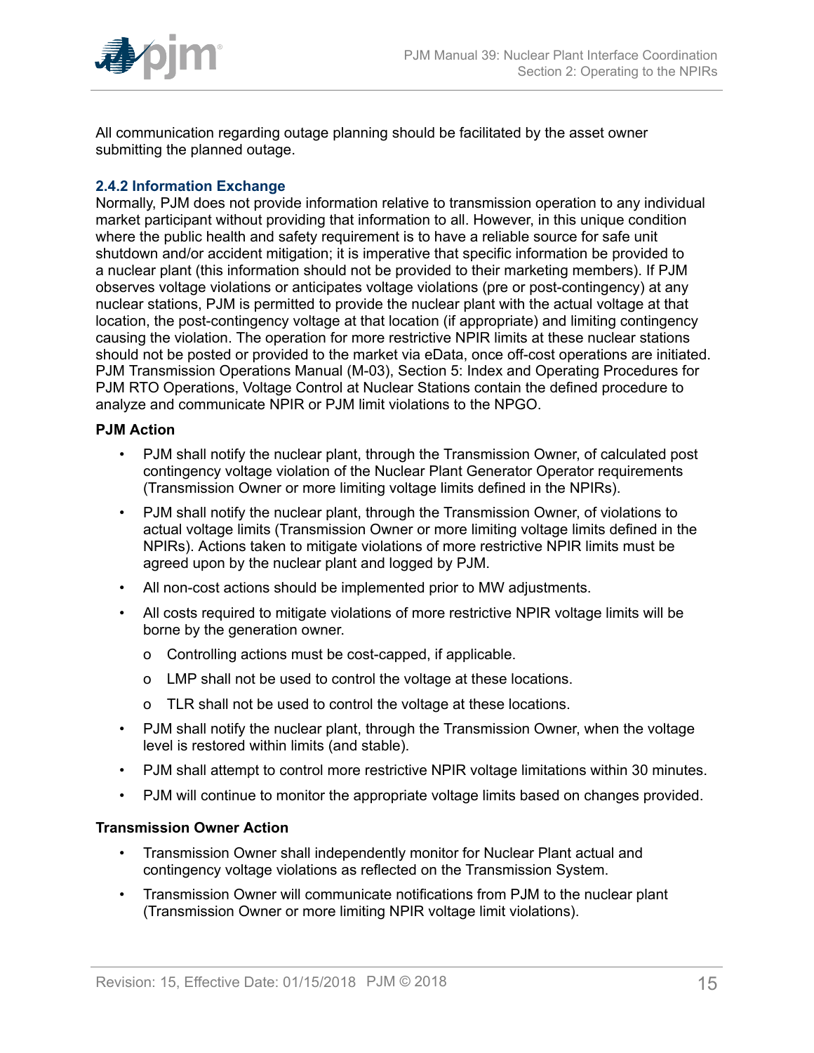All communication regarding outage planning should be facilitated by the asset owner submitting the planned outage.

### 2.4.2 Information Exchange

Normally, PJM does not provide information relative to transmission operation to any individual market participant without providing that information to all. However, in this unique condition where the public health and safety requirement is to have a reliable source for safe unit shutdown and/or accident mitigation; it is imperative that specific information be provided to a nuclear plant (this information should not be provided to their marketing members). If PJM observes voltage violations or anticipates voltage violations (pre or post-contingency) at any nuclear stations, PJM is permitted to provide the nuclear plant with the actual voltage at that location, the post-contingency voltage at that location (if appropriate) and limiting contingency causing the violation. The operation for more restrictive NPIR limits at these nuclear stations should not be posted or provided to the market via eData, once off-cost operations are initiated. PJM Transmission Operations Manual (M-03), Section 5: Index and Operating Procedures for PJM RTO Operations, Voltage Control at Nuclear Stations contain the defined procedure to analyze and communicate NPIR or PJM limit violations to the NPGO.

**PJM Action**

- PJM shall notify the nuclear plant, through the Transmission Owner, of calculated post contingency voltage violation of the Nuclear Plant Generator Operator requirements (Transmission Owner or more limiting voltage limits defined in the NPIRs).
- PJM shall notify the nuclear plant, through the Transmission Owner, of violations to actual voltage limits (Transmission Owner or more limiting voltage limits defined in the NPIRs). Actions taken to mitigate violations of more restrictive NPIR limits must be agreed upon by the nuclear plant and logged by PJM.
- All non-cost actions should be implemented prior to MW adjustments.
- All costs required to mitigate violations of more restrictive NPIR voltage limits will be borne by the generation owner.
  - Controlling actions must be cost-capped, if applicable.
  - LMP shall not be used to control the voltage at these locations.
  - TLR shall not be used to control the voltage at these locations.
- PJM shall notify the nuclear plant, through the Transmission Owner, when the voltage level is restored within limits (and stable).
- PJM shall attempt to control more restrictive NPIR voltage limitations within 30 minutes.
- PJM will continue to monitor the appropriate voltage limits based on changes provided.

**Transmission Owner Action**

- Transmission Owner shall independently monitor for Nuclear Plant actual and contingency voltage violations as reflected on the Transmission System.
- Transmission Owner will communicate notifications from PJM to the nuclear plant (Transmission Owner or more limiting NPIR voltage limit violations).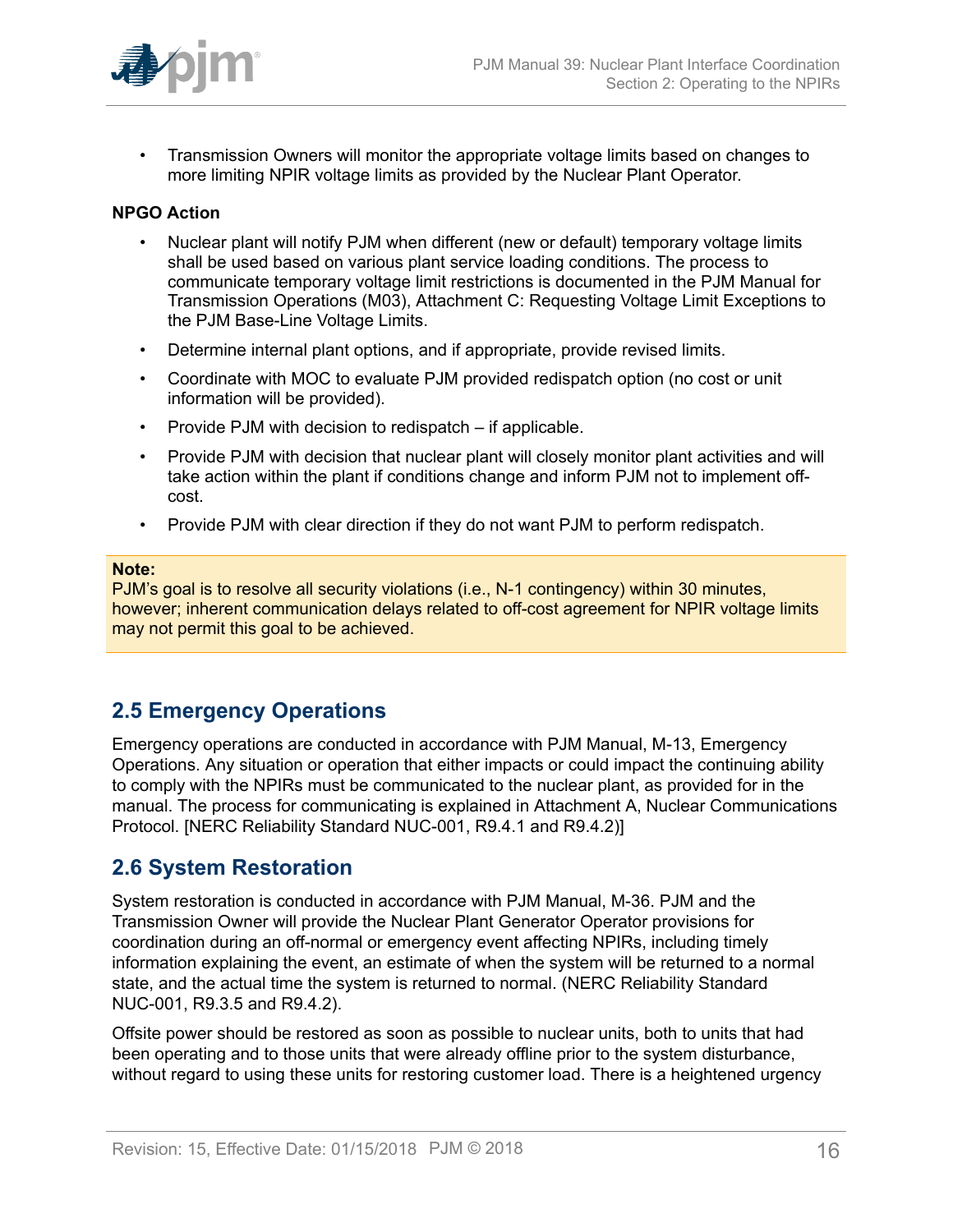- Transmission Owners will monitor the appropriate voltage limits based on changes to more limiting NPIR voltage limits as provided by the Nuclear Plant Operator.

**NPGO Action**

- Nuclear plant will notify PJM when different (new or default) temporary voltage limits shall be used based on various plant service loading conditions. The process to communicate temporary voltage limit restrictions is documented in the PJM Manual for Transmission Operations (M03), Attachment C: Requesting Voltage Limit Exceptions to the PJM Base-Line Voltage Limits.
- Determine internal plant options, and if appropriate, provide revised limits.
- Coordinate with MOC to evaluate PJM provided redispatch option (no cost or unit information will be provided).
- Provide PJM with decision to redispatch – if applicable.
- Provide PJM with decision that nuclear plant will closely monitor plant activities and will take action within the plant if conditions change and inform PJM not to implement off-cost.
- Provide PJM with clear direction if they do not want PJM to perform redispatch.

> **Note:**
> PJM's goal is to resolve all security violations (i.e., N-1 contingency) within 30 minutes, however; inherent communication delays related to off-cost agreement for NPIR voltage limits may not permit this goal to be achieved.

## 2.5 Emergency Operations

Emergency operations are conducted in accordance with PJM Manual, M-13, Emergency Operations. Any situation or operation that either impacts or could impact the continuing ability to comply with the NPIRs must be communicated to the nuclear plant, as provided for in the manual. The process for communicating is explained in Attachment A, Nuclear Communications Protocol. [NERC Reliability Standard NUC-001, R9.4.1 and R9.4.2)]

## 2.6 System Restoration

System restoration is conducted in accordance with PJM Manual, M-36. PJM and the Transmission Owner will provide the Nuclear Plant Generator Operator provisions for coordination during an off-normal or emergency event affecting NPIRs, including timely information explaining the event, an estimate of when the system will be returned to a normal state, and the actual time the system is returned to normal. (NERC Reliability Standard NUC-001, R9.3.5 and R9.4.2).

Offsite power should be restored as soon as possible to nuclear units, both to units that had been operating and to those units that were already offline prior to the system disturbance, without regard to using these units for restoring customer load. There is a heightened urgency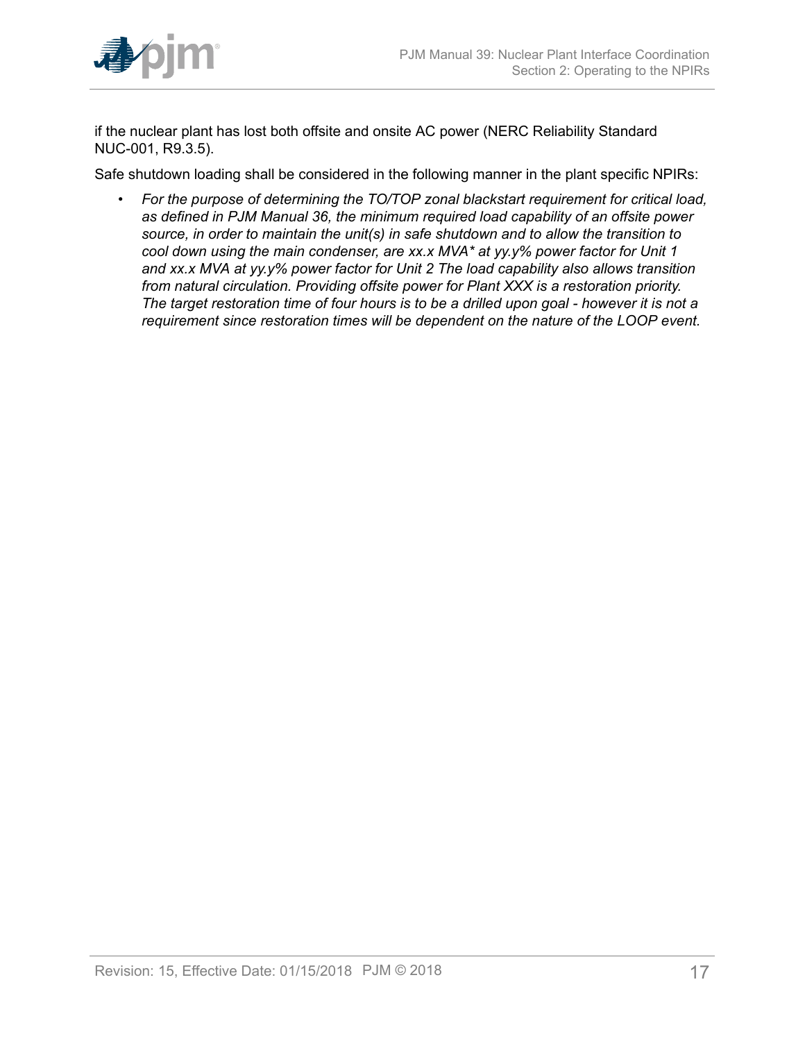if the nuclear plant has lost both offsite and onsite AC power (NERC Reliability Standard NUC-001, R9.3.5).

Safe shutdown loading shall be considered in the following manner in the plant specific NPIRs:

- *For the purpose of determining the TO/TOP zonal blackstart requirement for critical load, as defined in PJM Manual 36, the minimum required load capability of an offsite power source, in order to maintain the unit(s) in safe shutdown and to allow the transition to cool down using the main condenser, are xx.x MVA* at yy.y% power factor for Unit 1 and xx.x MVA at yy.y% power factor for Unit 2 The load capability also allows transition from natural circulation. Providing offsite power for Plant XXX is a restoration priority. The target restoration time of four hours is to be a drilled upon goal - however it is not a requirement since restoration times will be dependent on the nature of the LOOP event.*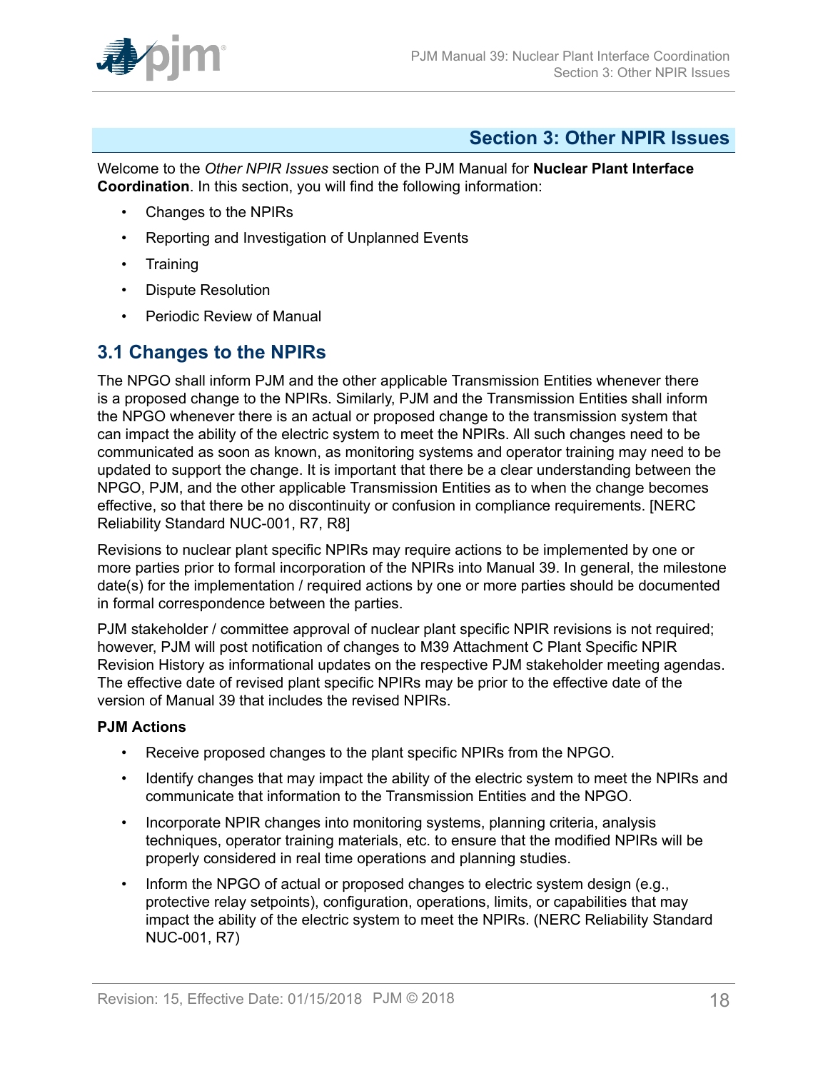## Section 3: Other NPIR Issues

Welcome to the *Other NPIR Issues* section of the PJM Manual for **Nuclear Plant Interface Coordination**. In this section, you will find the following information:

- Changes to the NPIRs
- Reporting and Investigation of Unplanned Events
- Training
- Dispute Resolution
- Periodic Review of Manual

### 3.1 Changes to the NPIRs

The NPGO shall inform PJM and the other applicable Transmission Entities whenever there is a proposed change to the NPIRs. Similarly, PJM and the Transmission Entities shall inform the NPGO whenever there is an actual or proposed change to the transmission system that can impact the ability of the electric system to meet the NPIRs. All such changes need to be communicated as soon as known, as monitoring systems and operator training may need to be updated to support the change. It is important that there be a clear understanding between the NPGO, PJM, and the other applicable Transmission Entities as to when the change becomes effective, so that there be no discontinuity or confusion in compliance requirements. [NERC Reliability Standard NUC-001, R7, R8]

Revisions to nuclear plant specific NPIRs may require actions to be implemented by one or more parties prior to formal incorporation of the NPIRs into Manual 39. In general, the milestone date(s) for the implementation / required actions by one or more parties should be documented in formal correspondence between the parties.

PJM stakeholder / committee approval of nuclear plant specific NPIR revisions is not required; however, PJM will post notification of changes to M39 Attachment C Plant Specific NPIR Revision History as informational updates on the respective PJM stakeholder meeting agendas. The effective date of revised plant specific NPIRs may be prior to the effective date of the version of Manual 39 that includes the revised NPIRs.

**PJM Actions**

- Receive proposed changes to the plant specific NPIRs from the NPGO.
- Identify changes that may impact the ability of the electric system to meet the NPIRs and communicate that information to the Transmission Entities and the NPGO.
- Incorporate NPIR changes into monitoring systems, planning criteria, analysis techniques, operator training materials, etc. to ensure that the modified NPIRs will be properly considered in real time operations and planning studies.
- Inform the NPGO of actual or proposed changes to electric system design (e.g., protective relay setpoints), configuration, operations, limits, or capabilities that may impact the ability of the electric system to meet the NPIRs. (NERC Reliability Standard NUC-001, R7)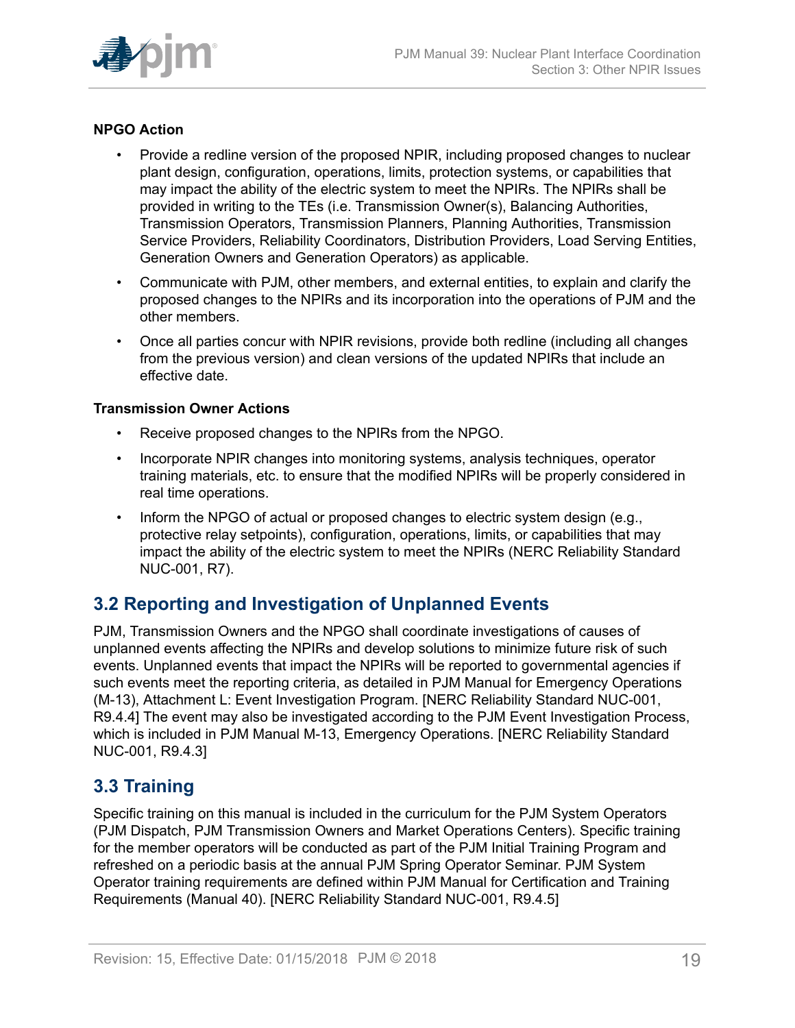**NPGO Action**

- Provide a redline version of the proposed NPIR, including proposed changes to nuclear plant design, configuration, operations, limits, protection systems, or capabilities that may impact the ability of the electric system to meet the NPIRs. The NPIRs shall be provided in writing to the TEs (i.e. Transmission Owner(s), Balancing Authorities, Transmission Operators, Transmission Planners, Planning Authorities, Transmission Service Providers, Reliability Coordinators, Distribution Providers, Load Serving Entities, Generation Owners and Generation Operators) as applicable.
- Communicate with PJM, other members, and external entities, to explain and clarify the proposed changes to the NPIRs and its incorporation into the operations of PJM and the other members.
- Once all parties concur with NPIR revisions, provide both redline (including all changes from the previous version) and clean versions of the updated NPIRs that include an effective date.

**Transmission Owner Actions**

- Receive proposed changes to the NPIRs from the NPGO.
- Incorporate NPIR changes into monitoring systems, analysis techniques, operator training materials, etc. to ensure that the modified NPIRs will be properly considered in real time operations.
- Inform the NPGO of actual or proposed changes to electric system design (e.g., protective relay setpoints), configuration, operations, limits, or capabilities that may impact the ability of the electric system to meet the NPIRs (NERC Reliability Standard NUC-001, R7).

## 3.2 Reporting and Investigation of Unplanned Events

PJM, Transmission Owners and the NPGO shall coordinate investigations of causes of unplanned events affecting the NPIRs and develop solutions to minimize future risk of such events. Unplanned events that impact the NPIRs will be reported to governmental agencies if such events meet the reporting criteria, as detailed in PJM Manual for Emergency Operations (M-13), Attachment L: Event Investigation Program. [NERC Reliability Standard NUC-001, R9.4.4] The event may also be investigated according to the PJM Event Investigation Process, which is included in PJM Manual M-13, Emergency Operations. [NERC Reliability Standard NUC-001, R9.4.3]

## 3.3 Training

Specific training on this manual is included in the curriculum for the PJM System Operators (PJM Dispatch, PJM Transmission Owners and Market Operations Centers). Specific training for the member operators will be conducted as part of the PJM Initial Training Program and refreshed on a periodic basis at the annual PJM Spring Operator Seminar. PJM System Operator training requirements are defined within PJM Manual for Certification and Training Requirements (Manual 40). [NERC Reliability Standard NUC-001, R9.4.5]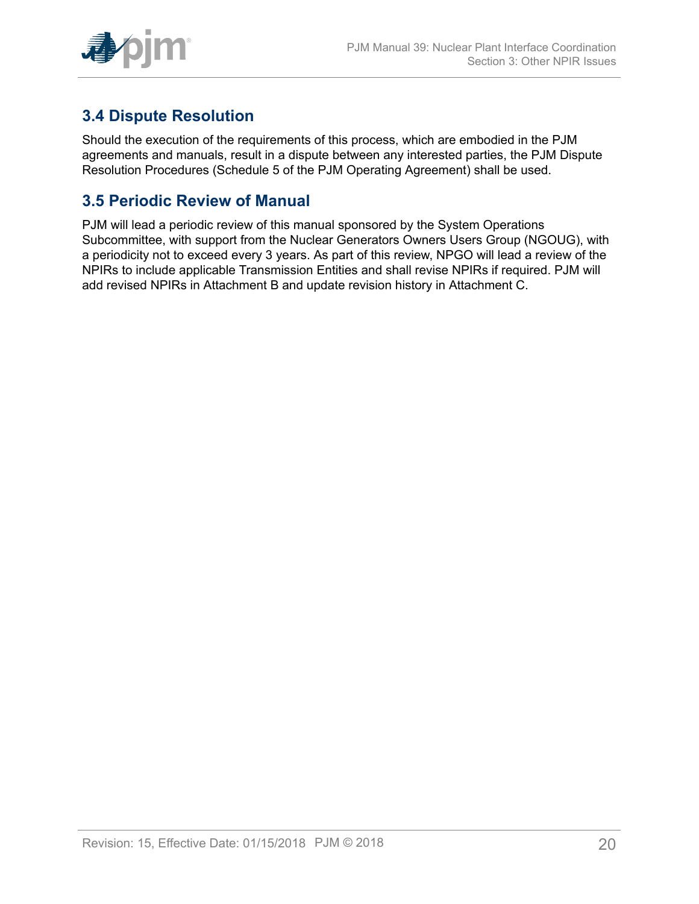## 3.4 Dispute Resolution

Should the execution of the requirements of this process, which are embodied in the PJM agreements and manuals, result in a dispute between any interested parties, the PJM Dispute Resolution Procedures (Schedule 5 of the PJM Operating Agreement) shall be used.

## 3.5 Periodic Review of Manual

PJM will lead a periodic review of this manual sponsored by the System Operations Subcommittee, with support from the Nuclear Generators Owners Users Group (NGOUG), with a periodicity not to exceed every 3 years. As part of this review, NPGO will lead a review of the NPIRs to include applicable Transmission Entities and shall revise NPIRs if required. PJM will add revised NPIRs in Attachment B and update revision history in Attachment C.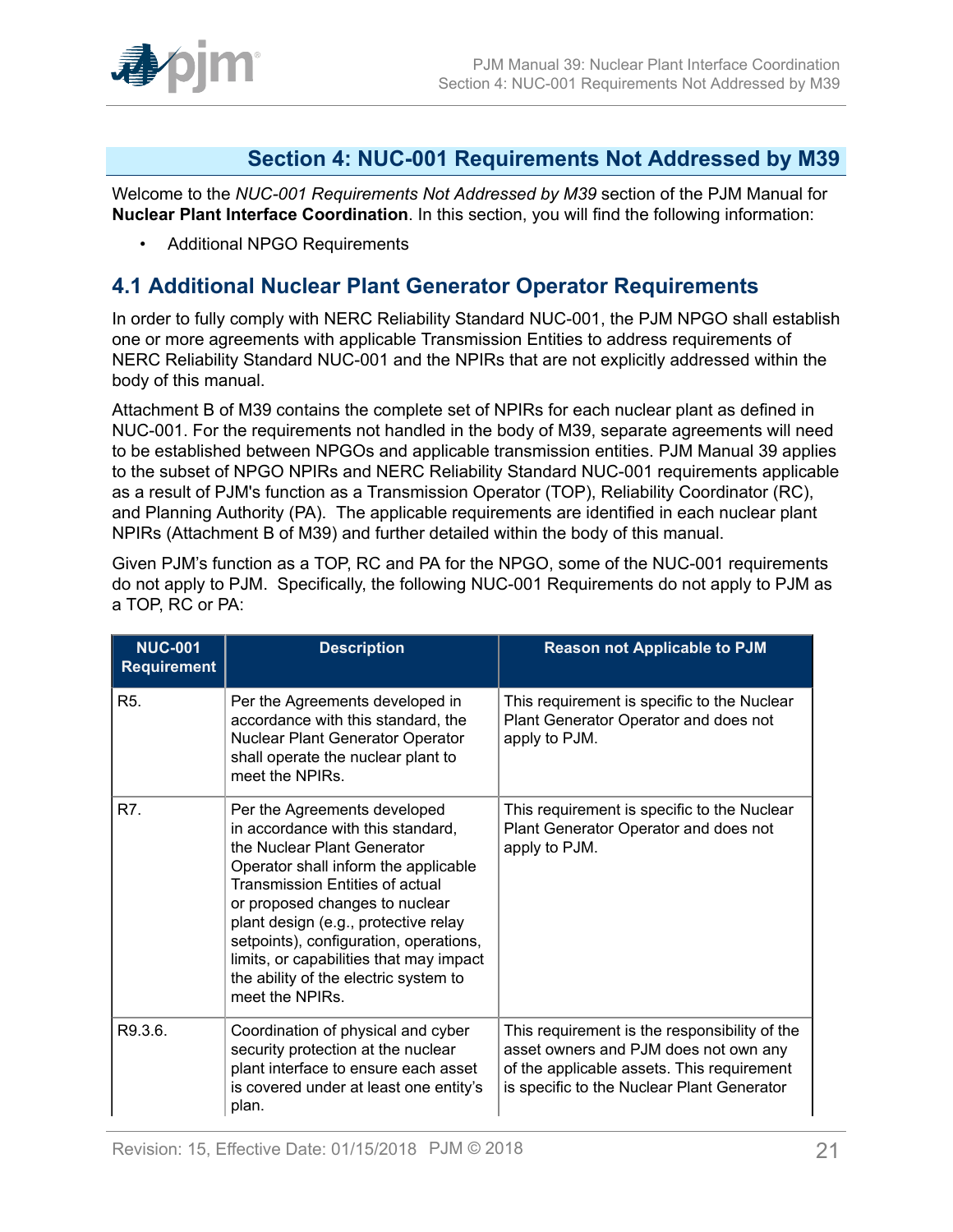# Section 4: NUC-001 Requirements Not Addressed by M39

Welcome to the *NUC-001 Requirements Not Addressed by M39* section of the PJM Manual for **Nuclear Plant Interface Coordination**. In this section, you will find the following information:

- Additional NPGO Requirements

## 4.1 Additional Nuclear Plant Generator Operator Requirements

In order to fully comply with NERC Reliability Standard NUC-001, the PJM NPGO shall establish one or more agreements with applicable Transmission Entities to address requirements of NERC Reliability Standard NUC-001 and the NPIRs that are not explicitly addressed within the body of this manual.

Attachment B of M39 contains the complete set of NPIRs for each nuclear plant as defined in NUC-001. For the requirements not handled in the body of M39, separate agreements will need to be established between NPGOs and applicable transmission entities. PJM Manual 39 applies to the subset of NPGO NPIRs and NERC Reliability Standard NUC-001 requirements applicable as a result of PJM's function as a Transmission Operator (TOP), Reliability Coordinator (RC), and Planning Authority (PA). The applicable requirements are identified in each nuclear plant NPIRs (Attachment B of M39) and further detailed within the body of this manual.

Given PJM's function as a TOP, RC and PA for the NPGO, some of the NUC-001 requirements do not apply to PJM. Specifically, the following NUC-001 Requirements do not apply to PJM as a TOP, RC or PA:

| NUC-001 Requirement | Description | Reason not Applicable to PJM |
|---|---|---|
| R5. | Per the Agreements developed in accordance with this standard, the Nuclear Plant Generator Operator shall operate the nuclear plant to meet the NPIRs. | This requirement is specific to the Nuclear Plant Generator Operator and does not apply to PJM. |
| R7. | Per the Agreements developed in accordance with this standard, the Nuclear Plant Generator Operator shall inform the applicable Transmission Entities of actual or proposed changes to nuclear plant design (e.g., protective relay setpoints), configuration, operations, limits, or capabilities that may impact the ability of the electric system to meet the NPIRs. | This requirement is specific to the Nuclear Plant Generator Operator and does not apply to PJM. |
| R9.3.6. | Coordination of physical and cyber security protection at the nuclear plant interface to ensure each asset is covered under at least one entity's plan. | This requirement is the responsibility of the asset owners and PJM does not own any of the applicable assets. This requirement is specific to the Nuclear Plant Generator |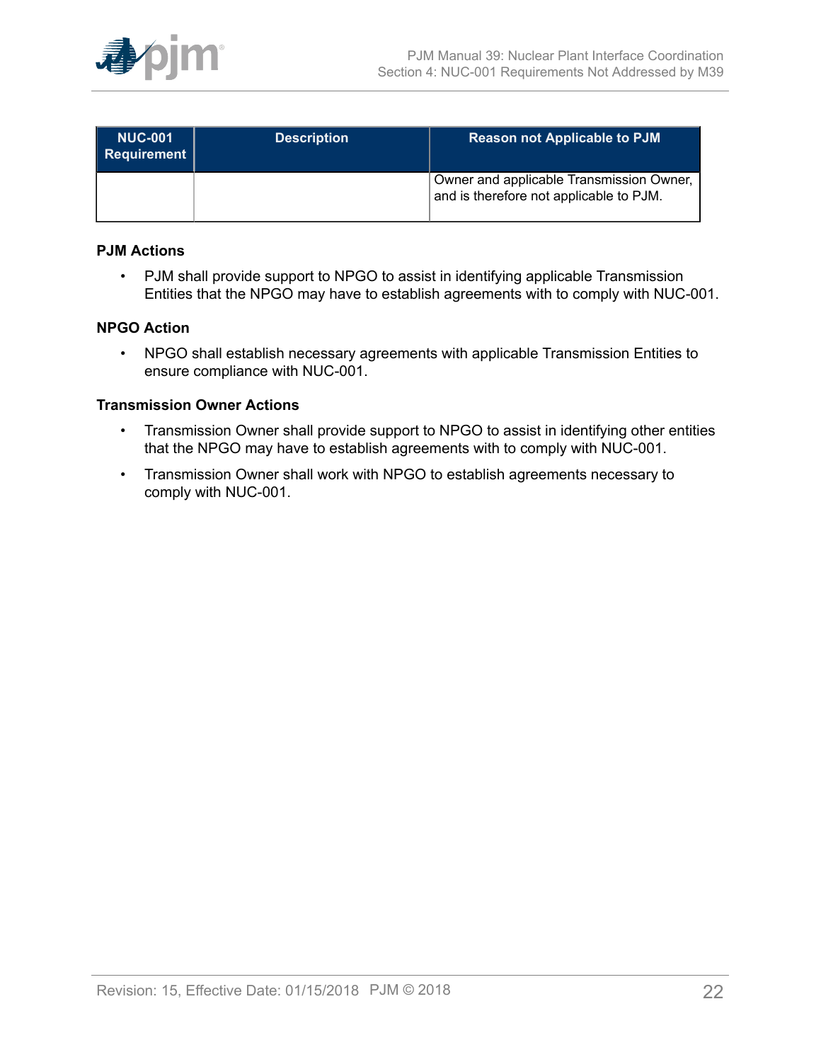| NUC-001 Requirement | Description | Reason not Applicable to PJM |
|---|---|---|
| | | Owner and applicable Transmission Owner, and is therefore not applicable to PJM. |

**PJM Actions**

- PJM shall provide support to NPGO to assist in identifying applicable Transmission Entities that the NPGO may have to establish agreements with to comply with NUC-001.

**NPGO Action**

- NPGO shall establish necessary agreements with applicable Transmission Entities to ensure compliance with NUC-001.

**Transmission Owner Actions**

- Transmission Owner shall provide support to NPGO to assist in identifying other entities that the NPGO may have to establish agreements with to comply with NUC-001.
- Transmission Owner shall work with NPGO to establish agreements necessary to comply with NUC-001.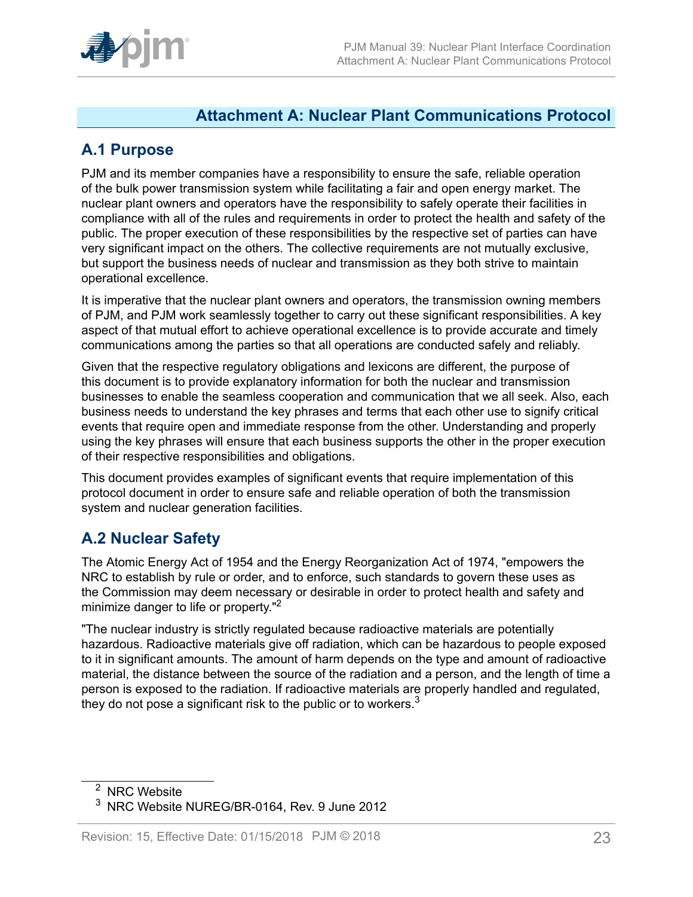# Attachment A: Nuclear Plant Communications Protocol

## A.1 Purpose

PJM and its member companies have a responsibility to ensure the safe, reliable operation of the bulk power transmission system while facilitating a fair and open energy market. The nuclear plant owners and operators have the responsibility to safely operate their facilities in compliance with all of the rules and requirements in order to protect the health and safety of the public. The proper execution of these responsibilities by the respective set of parties can have very significant impact on the others. The collective requirements are not mutually exclusive, but support the business needs of nuclear and transmission as they both strive to maintain operational excellence.

It is imperative that the nuclear plant owners and operators, the transmission owning members of PJM, and PJM work seamlessly together to carry out these significant responsibilities. A key aspect of that mutual effort to achieve operational excellence is to provide accurate and timely communications among the parties so that all operations are conducted safely and reliably.

Given that the respective regulatory obligations and lexicons are different, the purpose of this document is to provide explanatory information for both the nuclear and transmission businesses to enable the seamless cooperation and communication that we all seek. Also, each business needs to understand the key phrases and terms that each other use to signify critical events that require open and immediate response from the other. Understanding and properly using the key phrases will ensure that each business supports the other in the proper execution of their respective responsibilities and obligations.

This document provides examples of significant events that require implementation of this protocol document in order to ensure safe and reliable operation of both the transmission system and nuclear generation facilities.

## A.2 Nuclear Safety

The Atomic Energy Act of 1954 and the Energy Reorganization Act of 1974, "empowers the NRC to establish by rule or order, and to enforce, such standards to govern these uses as the Commission may deem necessary or desirable in order to protect health and safety and minimize danger to life or property."[2]

"The nuclear industry is strictly regulated because radioactive materials are potentially hazardous. Radioactive materials give off radiation, which can be hazardous to people exposed to it in significant amounts. The amount of harm depends on the type and amount of radioactive material, the distance between the source of the radiation and a person, and the length of time a person is exposed to the radiation. If radioactive materials are properly handled and regulated, they do not pose a significant risk to the public or to workers.[3]

---

[2] NRC Website

[3] NRC Website NUREG/BR-0164, Rev. 9 June 2012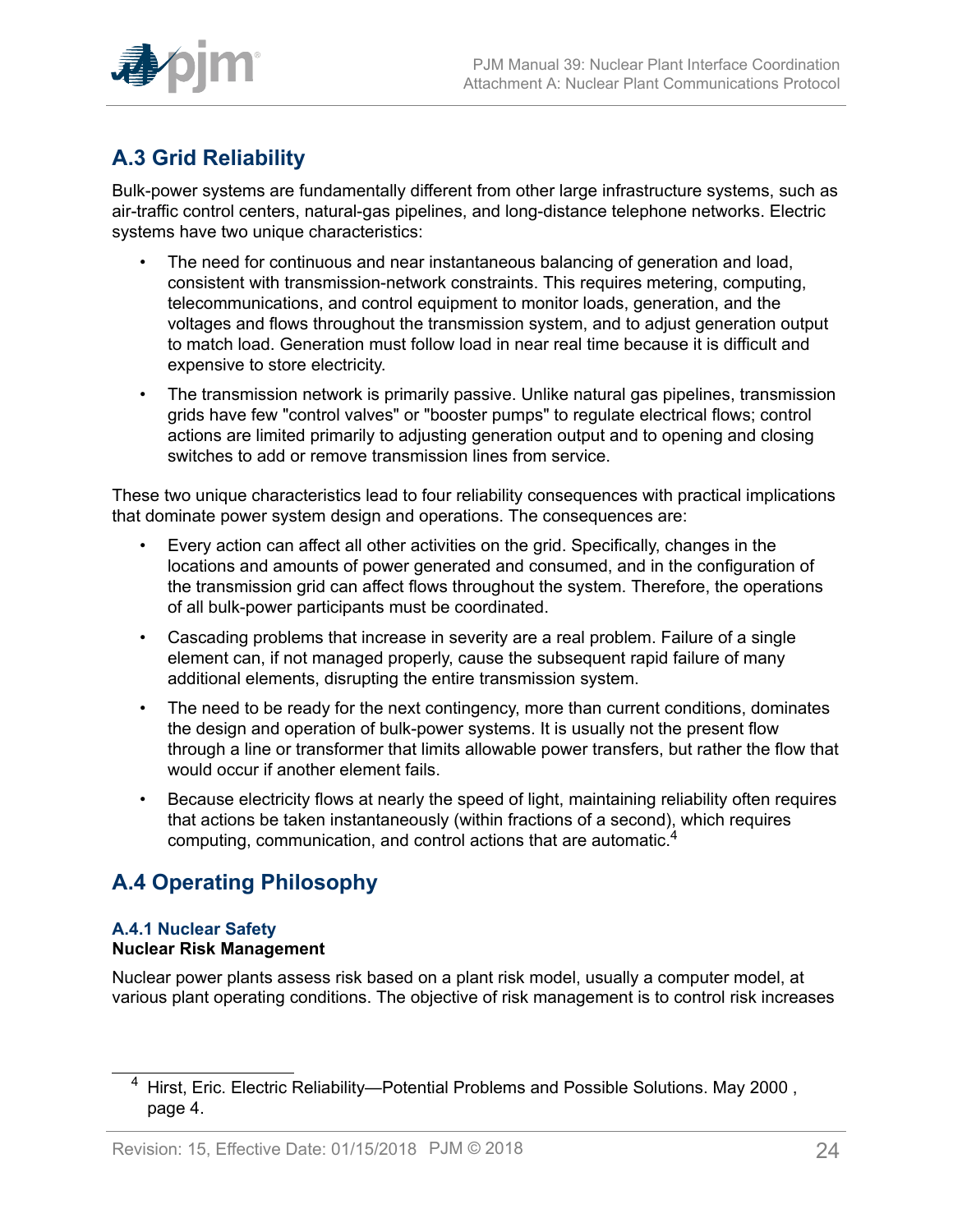## A.3 Grid Reliability

Bulk-power systems are fundamentally different from other large infrastructure systems, such as air-traffic control centers, natural-gas pipelines, and long-distance telephone networks. Electric systems have two unique characteristics:

- The need for continuous and near instantaneous balancing of generation and load, consistent with transmission-network constraints. This requires metering, computing, telecommunications, and control equipment to monitor loads, generation, and the voltages and flows throughout the transmission system, and to adjust generation output to match load. Generation must follow load in near real time because it is difficult and expensive to store electricity.
- The transmission network is primarily passive. Unlike natural gas pipelines, transmission grids have few "control valves" or "booster pumps" to regulate electrical flows; control actions are limited primarily to adjusting generation output and to opening and closing switches to add or remove transmission lines from service.

These two unique characteristics lead to four reliability consequences with practical implications that dominate power system design and operations. The consequences are:

- Every action can affect all other activities on the grid. Specifically, changes in the locations and amounts of power generated and consumed, and in the configuration of the transmission grid can affect flows throughout the system. Therefore, the operations of all bulk-power participants must be coordinated.
- Cascading problems that increase in severity are a real problem. Failure of a single element can, if not managed properly, cause the subsequent rapid failure of many additional elements, disrupting the entire transmission system.
- The need to be ready for the next contingency, more than current conditions, dominates the design and operation of bulk-power systems. It is usually not the present flow through a line or transformer that limits allowable power transfers, but rather the flow that would occur if another element fails.
- Because electricity flows at nearly the speed of light, maintaining reliability often requires that actions be taken instantaneously (within fractions of a second), which requires computing, communication, and control actions that are automatic.[4]

## A.4 Operating Philosophy

### A.4.1 Nuclear Safety

**Nuclear Risk Management**

Nuclear power plants assess risk based on a plant risk model, usually a computer model, at various plant operating conditions. The objective of risk management is to control risk increases

[4] Hirst, Eric. Electric Reliability—Potential Problems and Possible Solutions. May 2000 , page 4.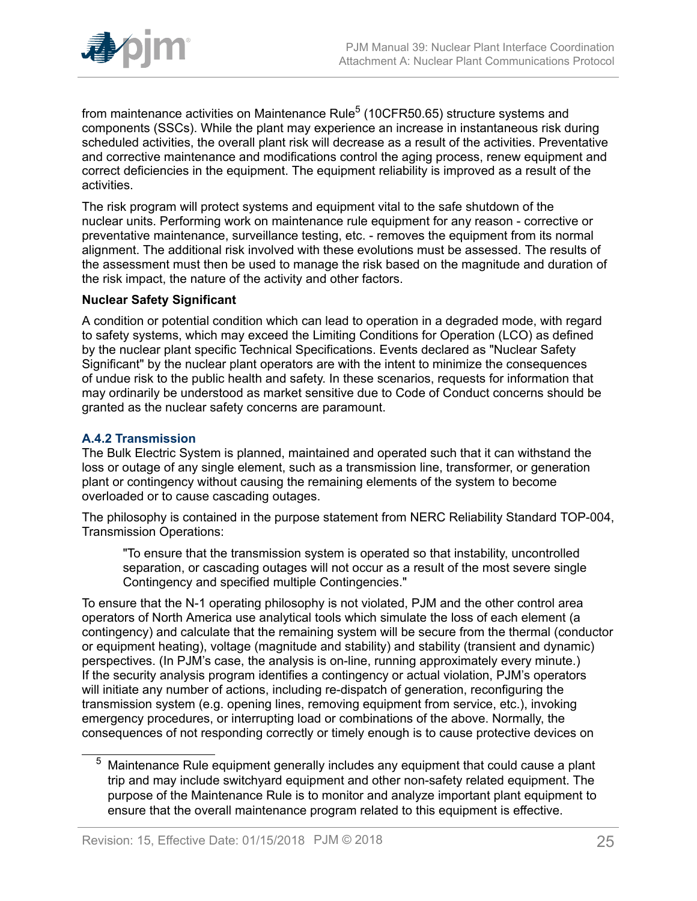from maintenance activities on Maintenance Rule[5] (10CFR50.65) structure systems and components (SSCs). While the plant may experience an increase in instantaneous risk during scheduled activities, the overall plant risk will decrease as a result of the activities. Preventative and corrective maintenance and modifications control the aging process, renew equipment and correct deficiencies in the equipment. The equipment reliability is improved as a result of the activities.

The risk program will protect systems and equipment vital to the safe shutdown of the nuclear units. Performing work on maintenance rule equipment for any reason - corrective or preventative maintenance, surveillance testing, etc. - removes the equipment from its normal alignment. The additional risk involved with these evolutions must be assessed. The results of the assessment must then be used to manage the risk based on the magnitude and duration of the risk impact, the nature of the activity and other factors.

**Nuclear Safety Significant**

A condition or potential condition which can lead to operation in a degraded mode, with regard to safety systems, which may exceed the Limiting Conditions for Operation (LCO) as defined by the nuclear plant specific Technical Specifications. Events declared as "Nuclear Safety Significant" by the nuclear plant operators are with the intent to minimize the consequences of undue risk to the public health and safety. In these scenarios, requests for information that may ordinarily be understood as market sensitive due to Code of Conduct concerns should be granted as the nuclear safety concerns are paramount.

### A.4.2 Transmission

The Bulk Electric System is planned, maintained and operated such that it can withstand the loss or outage of any single element, such as a transmission line, transformer, or generation plant or contingency without causing the remaining elements of the system to become overloaded or to cause cascading outages.

The philosophy is contained in the purpose statement from NERC Reliability Standard TOP-004, Transmission Operations:

> "To ensure that the transmission system is operated so that instability, uncontrolled separation, or cascading outages will not occur as a result of the most severe single Contingency and specified multiple Contingencies."

To ensure that the N-1 operating philosophy is not violated, PJM and the other control area operators of North America use analytical tools which simulate the loss of each element (a contingency) and calculate that the remaining system will be secure from the thermal (conductor or equipment heating), voltage (magnitude and stability) and stability (transient and dynamic) perspectives. (In PJM's case, the analysis is on-line, running approximately every minute.) If the security analysis program identifies a contingency or actual violation, PJM's operators will initiate any number of actions, including re-dispatch of generation, reconfiguring the transmission system (e.g. opening lines, removing equipment from service, etc.), invoking emergency procedures, or interrupting load or combinations of the above. Normally, the consequences of not responding correctly or timely enough is to cause protective devices on

---

[5] Maintenance Rule equipment generally includes any equipment that could cause a plant trip and may include switchyard equipment and other non-safety related equipment. The purpose of the Maintenance Rule is to monitor and analyze important plant equipment to ensure that the overall maintenance program related to this equipment is effective.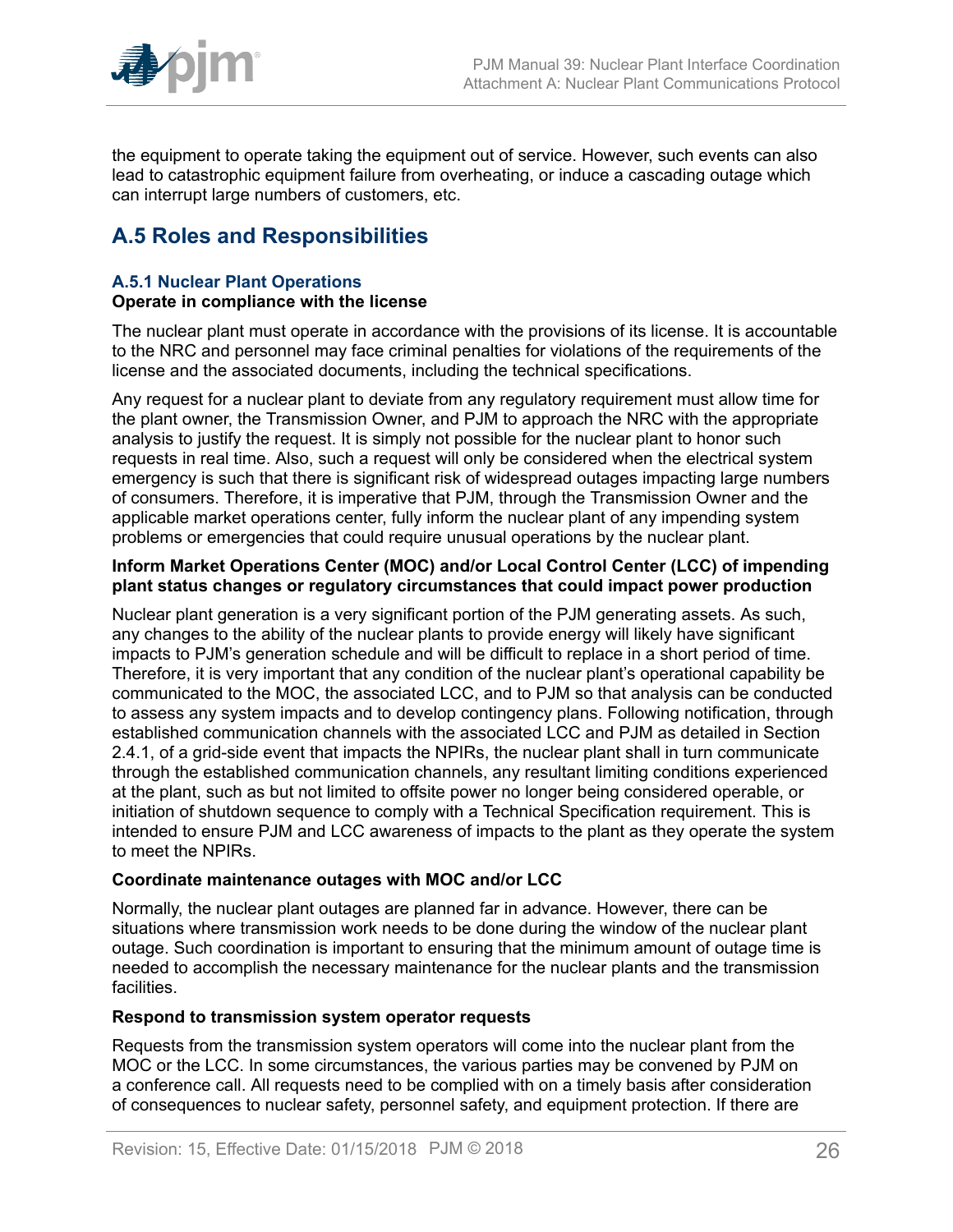the equipment to operate taking the equipment out of service. However, such events can also lead to catastrophic equipment failure from overheating, or induce a cascading outage which can interrupt large numbers of customers, etc.

## A.5 Roles and Responsibilities

### A.5.1 Nuclear Plant Operations

**Operate in compliance with the license**

The nuclear plant must operate in accordance with the provisions of its license. It is accountable to the NRC and personnel may face criminal penalties for violations of the requirements of the license and the associated documents, including the technical specifications.

Any request for a nuclear plant to deviate from any regulatory requirement must allow time for the plant owner, the Transmission Owner, and PJM to approach the NRC with the appropriate analysis to justify the request. It is simply not possible for the nuclear plant to honor such requests in real time. Also, such a request will only be considered when the electrical system emergency is such that there is significant risk of widespread outages impacting large numbers of consumers. Therefore, it is imperative that PJM, through the Transmission Owner and the applicable market operations center, fully inform the nuclear plant of any impending system problems or emergencies that could require unusual operations by the nuclear plant.

**Inform Market Operations Center (MOC) and/or Local Control Center (LCC) of impending plant status changes or regulatory circumstances that could impact power production**

Nuclear plant generation is a very significant portion of the PJM generating assets. As such, any changes to the ability of the nuclear plants to provide energy will likely have significant impacts to PJM's generation schedule and will be difficult to replace in a short period of time. Therefore, it is very important that any condition of the nuclear plant's operational capability be communicated to the MOC, the associated LCC, and to PJM so that analysis can be conducted to assess any system impacts and to develop contingency plans. Following notification, through established communication channels with the associated LCC and PJM as detailed in Section 2.4.1, of a grid-side event that impacts the NPIRs, the nuclear plant shall in turn communicate through the established communication channels, any resultant limiting conditions experienced at the plant, such as but not limited to offsite power no longer being considered operable, or initiation of shutdown sequence to comply with a Technical Specification requirement. This is intended to ensure PJM and LCC awareness of impacts to the plant as they operate the system to meet the NPIRs.

**Coordinate maintenance outages with MOC and/or LCC**

Normally, the nuclear plant outages are planned far in advance. However, there can be situations where transmission work needs to be done during the window of the nuclear plant outage. Such coordination is important to ensuring that the minimum amount of outage time is needed to accomplish the necessary maintenance for the nuclear plants and the transmission facilities.

**Respond to transmission system operator requests**

Requests from the transmission system operators will come into the nuclear plant from the MOC or the LCC. In some circumstances, the various parties may be convened by PJM on a conference call. All requests need to be complied with on a timely basis after consideration of consequences to nuclear safety, personnel safety, and equipment protection. If there are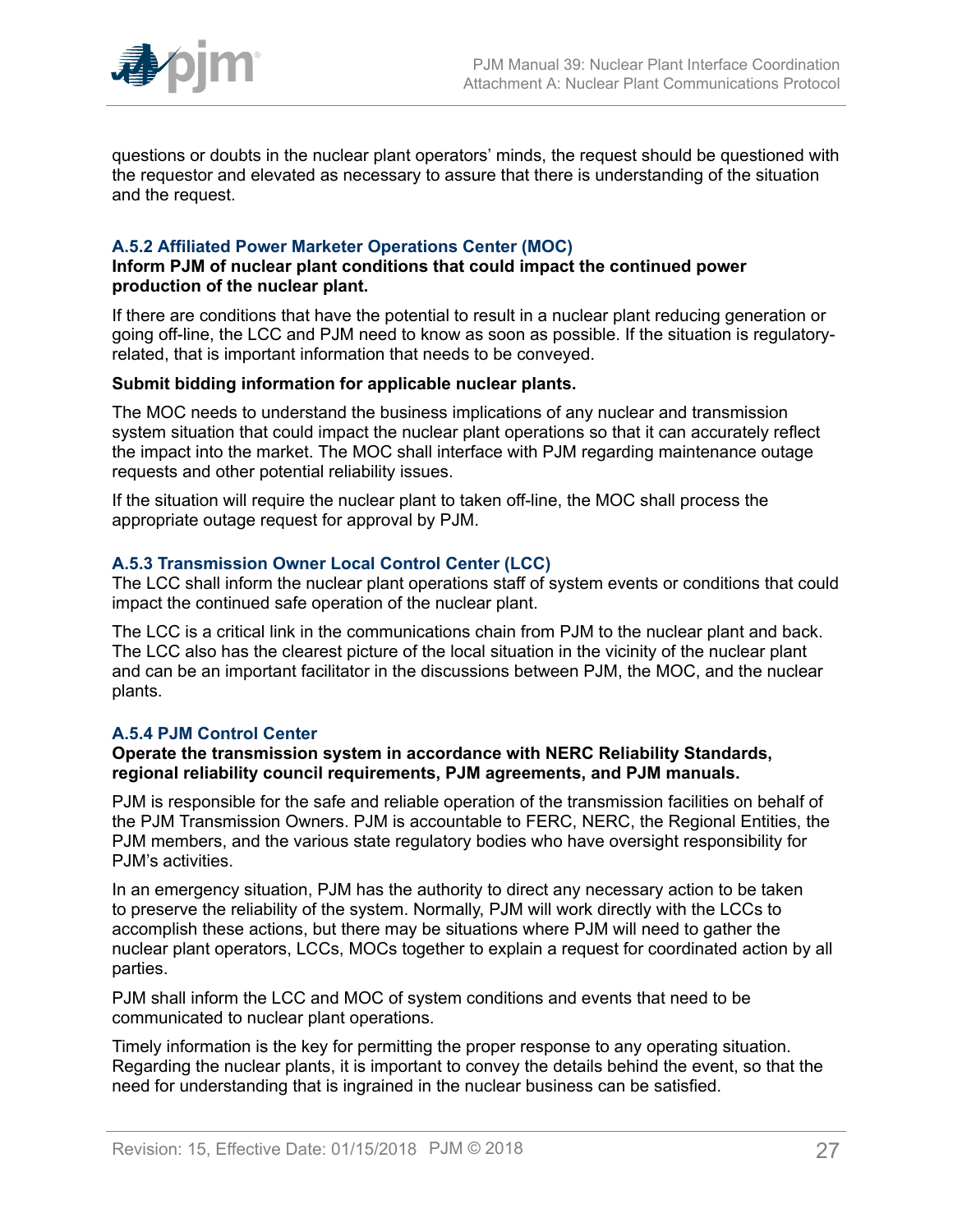questions or doubts in the nuclear plant operators' minds, the request should be questioned with the requestor and elevated as necessary to assure that there is understanding of the situation and the request.

### A.5.2 Affiliated Power Marketer Operations Center (MOC)

**Inform PJM of nuclear plant conditions that could impact the continued power production of the nuclear plant.**

If there are conditions that have the potential to result in a nuclear plant reducing generation or going off-line, the LCC and PJM need to know as soon as possible. If the situation is regulatory-related, that is important information that needs to be conveyed.

**Submit bidding information for applicable nuclear plants.**

The MOC needs to understand the business implications of any nuclear and transmission system situation that could impact the nuclear plant operations so that it can accurately reflect the impact into the market. The MOC shall interface with PJM regarding maintenance outage requests and other potential reliability issues.

If the situation will require the nuclear plant to taken off-line, the MOC shall process the appropriate outage request for approval by PJM.

### A.5.3 Transmission Owner Local Control Center (LCC)

The LCC shall inform the nuclear plant operations staff of system events or conditions that could impact the continued safe operation of the nuclear plant.

The LCC is a critical link in the communications chain from PJM to the nuclear plant and back. The LCC also has the clearest picture of the local situation in the vicinity of the nuclear plant and can be an important facilitator in the discussions between PJM, the MOC, and the nuclear plants.

### A.5.4 PJM Control Center

**Operate the transmission system in accordance with NERC Reliability Standards, regional reliability council requirements, PJM agreements, and PJM manuals.**

PJM is responsible for the safe and reliable operation of the transmission facilities on behalf of the PJM Transmission Owners. PJM is accountable to FERC, NERC, the Regional Entities, the PJM members, and the various state regulatory bodies who have oversight responsibility for PJM's activities.

In an emergency situation, PJM has the authority to direct any necessary action to be taken to preserve the reliability of the system. Normally, PJM will work directly with the LCCs to accomplish these actions, but there may be situations where PJM will need to gather the nuclear plant operators, LCCs, MOCs together to explain a request for coordinated action by all parties.

PJM shall inform the LCC and MOC of system conditions and events that need to be communicated to nuclear plant operations.

Timely information is the key for permitting the proper response to any operating situation. Regarding the nuclear plants, it is important to convey the details behind the event, so that the need for understanding that is ingrained in the nuclear business can be satisfied.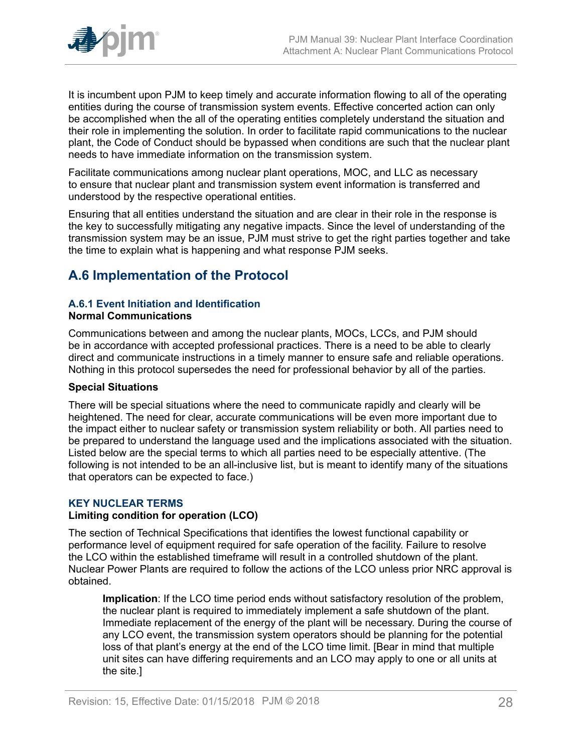It is incumbent upon PJM to keep timely and accurate information flowing to all of the operating entities during the course of transmission system events. Effective concerted action can only be accomplished when the all of the operating entities completely understand the situation and their role in implementing the solution. In order to facilitate rapid communications to the nuclear plant, the Code of Conduct should be bypassed when conditions are such that the nuclear plant needs to have immediate information on the transmission system.

Facilitate communications among nuclear plant operations, MOC, and LLC as necessary to ensure that nuclear plant and transmission system event information is transferred and understood by the respective operational entities.

Ensuring that all entities understand the situation and are clear in their role in the response is the key to successfully mitigating any negative impacts. Since the level of understanding of the transmission system may be an issue, PJM must strive to get the right parties together and take the time to explain what is happening and what response PJM seeks.

## A.6 Implementation of the Protocol

### A.6.1 Event Initiation and Identification

**Normal Communications**

Communications between and among the nuclear plants, MOCs, LCCs, and PJM should be in accordance with accepted professional practices. There is a need to be able to clearly direct and communicate instructions in a timely manner to ensure safe and reliable operations. Nothing in this protocol supersedes the need for professional behavior by all of the parties.

**Special Situations**

There will be special situations where the need to communicate rapidly and clearly will be heightened. The need for clear, accurate communications will be even more important due to the impact either to nuclear safety or transmission system reliability or both. All parties need to be prepared to understand the language used and the implications associated with the situation. Listed below are the special terms to which all parties need to be especially attentive. (The following is not intended to be an all-inclusive list, but is meant to identify many of the situations that operators can be expected to face.)

#### KEY NUCLEAR TERMS

**Limiting condition for operation (LCO)**

The section of Technical Specifications that identifies the lowest functional capability or performance level of equipment required for safe operation of the facility. Failure to resolve the LCO within the established timeframe will result in a controlled shutdown of the plant. Nuclear Power Plants are required to follow the actions of the LCO unless prior NRC approval is obtained.

> **Implication**: If the LCO time period ends without satisfactory resolution of the problem, the nuclear plant is required to immediately implement a safe shutdown of the plant. Immediate replacement of the energy of the plant will be necessary. During the course of any LCO event, the transmission system operators should be planning for the potential loss of that plant's energy at the end of the LCO time limit. [Bear in mind that multiple unit sites can have differing requirements and an LCO may apply to one or all units at the site.]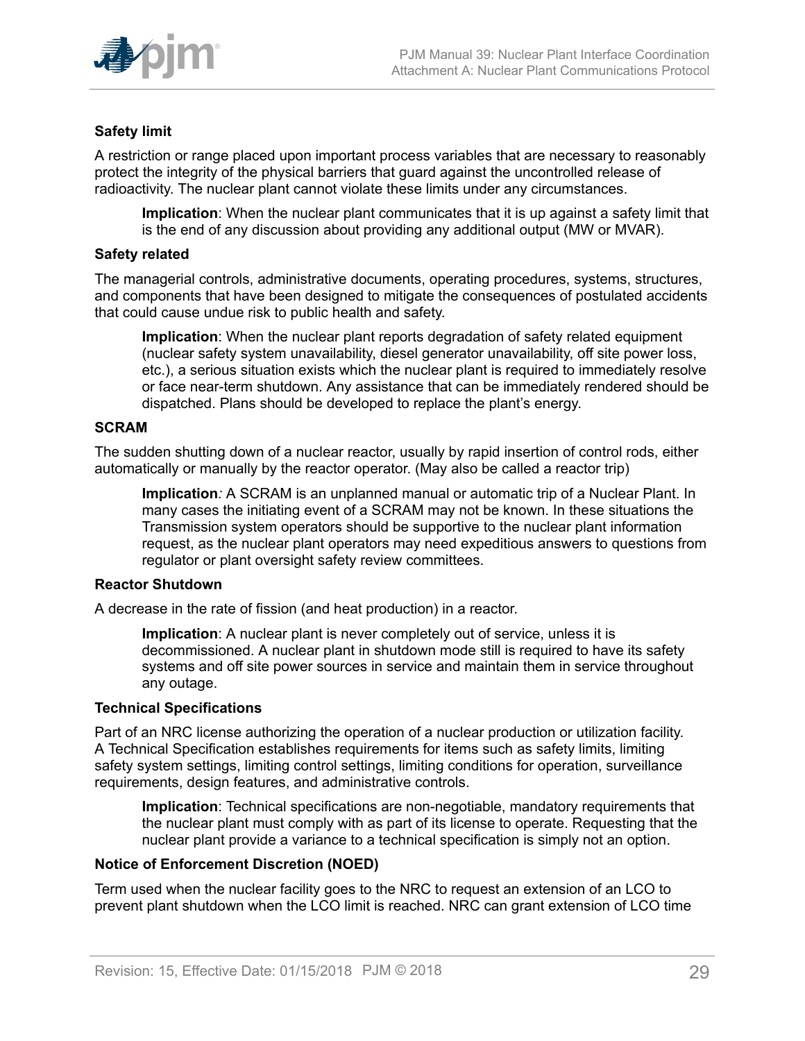**Safety limit**

A restriction or range placed upon important process variables that are necessary to reasonably protect the integrity of the physical barriers that guard against the uncontrolled release of radioactivity. The nuclear plant cannot violate these limits under any circumstances.

> **Implication**: When the nuclear plant communicates that it is up against a safety limit that is the end of any discussion about providing any additional output (MW or MVAR).

**Safety related**

The managerial controls, administrative documents, operating procedures, systems, structures, and components that have been designed to mitigate the consequences of postulated accidents that could cause undue risk to public health and safety.

> **Implication**: When the nuclear plant reports degradation of safety related equipment (nuclear safety system unavailability, diesel generator unavailability, off site power loss, etc.), a serious situation exists which the nuclear plant is required to immediately resolve or face near-term shutdown. Any assistance that can be immediately rendered should be dispatched. Plans should be developed to replace the plant's energy.

**SCRAM**

The sudden shutting down of a nuclear reactor, usually by rapid insertion of control rods, either automatically or manually by the reactor operator. (May also be called a reactor trip)

> **Implication**: A SCRAM is an unplanned manual or automatic trip of a Nuclear Plant. In many cases the initiating event of a SCRAM may not be known. In these situations the Transmission system operators should be supportive to the nuclear plant information request, as the nuclear plant operators may need expeditious answers to questions from regulator or plant oversight safety review committees.

**Reactor Shutdown**

A decrease in the rate of fission (and heat production) in a reactor.

> **Implication**: A nuclear plant is never completely out of service, unless it is decommissioned. A nuclear plant in shutdown mode still is required to have its safety systems and off site power sources in service and maintain them in service throughout any outage.

**Technical Specifications**

Part of an NRC license authorizing the operation of a nuclear production or utilization facility. A Technical Specification establishes requirements for items such as safety limits, limiting safety system settings, limiting control settings, limiting conditions for operation, surveillance requirements, design features, and administrative controls.

> **Implication**: Technical specifications are non-negotiable, mandatory requirements that the nuclear plant must comply with as part of its license to operate. Requesting that the nuclear plant provide a variance to a technical specification is simply not an option.

**Notice of Enforcement Discretion (NOED)**

Term used when the nuclear facility goes to the NRC to request an extension of an LCO to prevent plant shutdown when the LCO limit is reached. NRC can grant extension of LCO time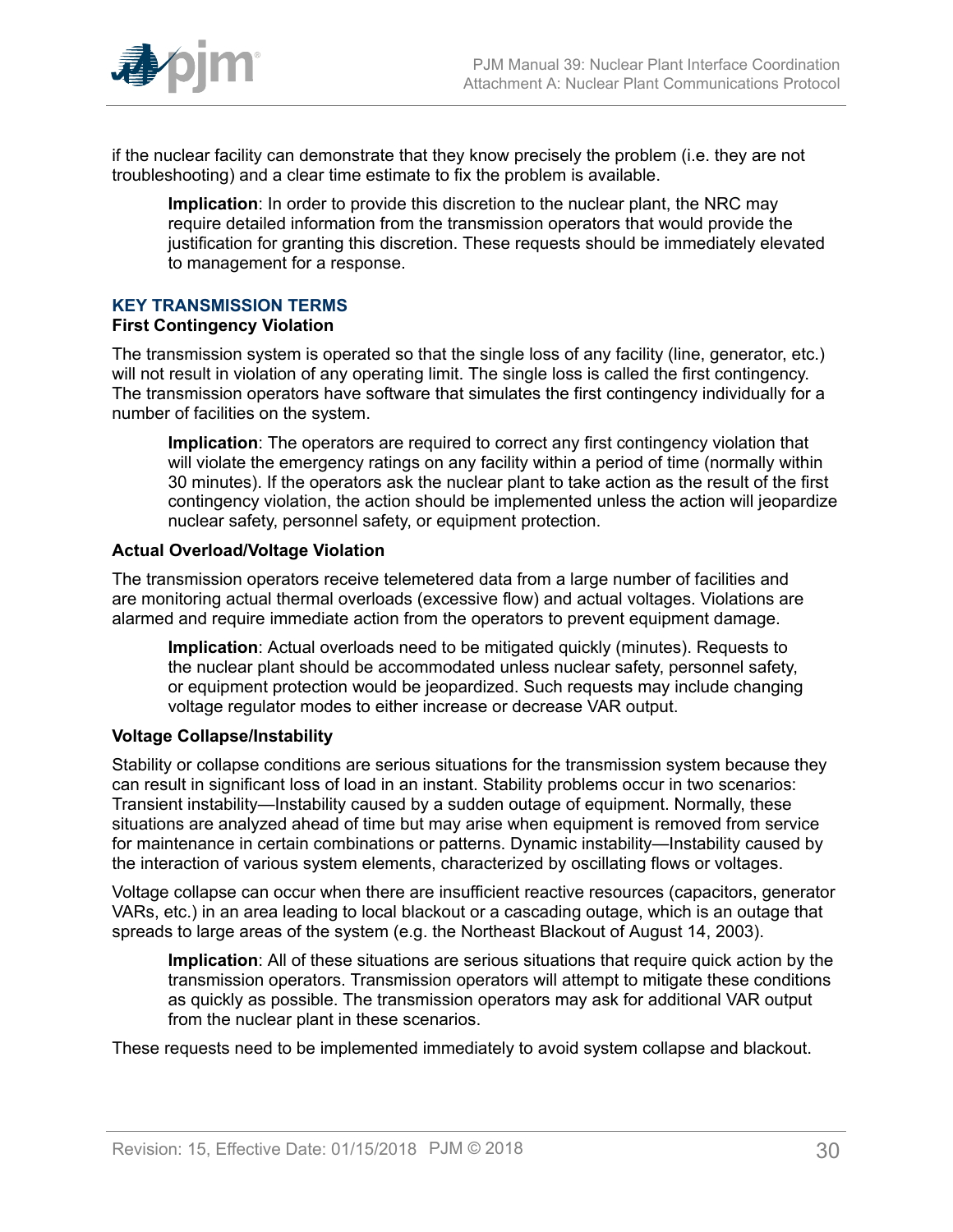if the nuclear facility can demonstrate that they know precisely the problem (i.e. they are not troubleshooting) and a clear time estimate to fix the problem is available.

> **Implication**: In order to provide this discretion to the nuclear plant, the NRC may require detailed information from the transmission operators that would provide the justification for granting this discretion. These requests should be immediately elevated to management for a response.

## KEY TRANSMISSION TERMS

### First Contingency Violation

The transmission system is operated so that the single loss of any facility (line, generator, etc.) will not result in violation of any operating limit. The single loss is called the first contingency. The transmission operators have software that simulates the first contingency individually for a number of facilities on the system.

> **Implication**: The operators are required to correct any first contingency violation that will violate the emergency ratings on any facility within a period of time (normally within 30 minutes). If the operators ask the nuclear plant to take action as the result of the first contingency violation, the action should be implemented unless the action will jeopardize nuclear safety, personnel safety, or equipment protection.

### Actual Overload/Voltage Violation

The transmission operators receive telemetered data from a large number of facilities and are monitoring actual thermal overloads (excessive flow) and actual voltages. Violations are alarmed and require immediate action from the operators to prevent equipment damage.

> **Implication**: Actual overloads need to be mitigated quickly (minutes). Requests to the nuclear plant should be accommodated unless nuclear safety, personnel safety, or equipment protection would be jeopardized. Such requests may include changing voltage regulator modes to either increase or decrease VAR output.

### Voltage Collapse/Instability

Stability or collapse conditions are serious situations for the transmission system because they can result in significant loss of load in an instant. Stability problems occur in two scenarios: Transient instability—Instability caused by a sudden outage of equipment. Normally, these situations are analyzed ahead of time but may arise when equipment is removed from service for maintenance in certain combinations or patterns. Dynamic instability—Instability caused by the interaction of various system elements, characterized by oscillating flows or voltages.

Voltage collapse can occur when there are insufficient reactive resources (capacitors, generator VARs, etc.) in an area leading to local blackout or a cascading outage, which is an outage that spreads to large areas of the system (e.g. the Northeast Blackout of August 14, 2003).

> **Implication**: All of these situations are serious situations that require quick action by the transmission operators. Transmission operators will attempt to mitigate these conditions as quickly as possible. The transmission operators may ask for additional VAR output from the nuclear plant in these scenarios.

These requests need to be implemented immediately to avoid system collapse and blackout.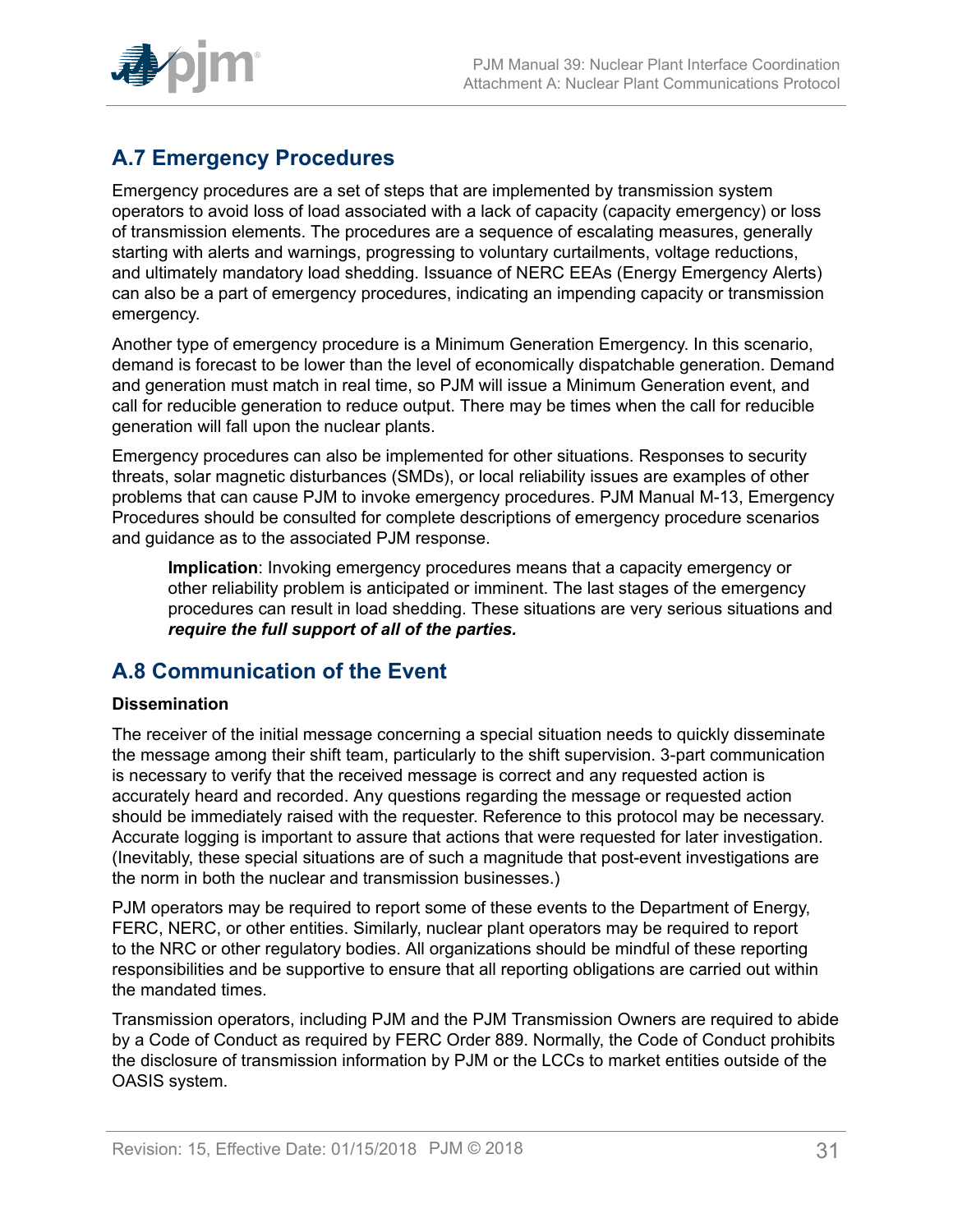## A.7 Emergency Procedures

Emergency procedures are a set of steps that are implemented by transmission system operators to avoid loss of load associated with a lack of capacity (capacity emergency) or loss of transmission elements. The procedures are a sequence of escalating measures, generally starting with alerts and warnings, progressing to voluntary curtailments, voltage reductions, and ultimately mandatory load shedding. Issuance of NERC EEAs (Energy Emergency Alerts) can also be a part of emergency procedures, indicating an impending capacity or transmission emergency.

Another type of emergency procedure is a Minimum Generation Emergency. In this scenario, demand is forecast to be lower than the level of economically dispatchable generation. Demand and generation must match in real time, so PJM will issue a Minimum Generation event, and call for reducible generation to reduce output. There may be times when the call for reducible generation will fall upon the nuclear plants.

Emergency procedures can also be implemented for other situations. Responses to security threats, solar magnetic disturbances (SMDs), or local reliability issues are examples of other problems that can cause PJM to invoke emergency procedures. PJM Manual M-13, Emergency Procedures should be consulted for complete descriptions of emergency procedure scenarios and guidance as to the associated PJM response.

> **Implication**: Invoking emergency procedures means that a capacity emergency or other reliability problem is anticipated or imminent. The last stages of the emergency procedures can result in load shedding. These situations are very serious situations and ***require the full support of all of the parties.***

## A.8 Communication of the Event

**Dissemination**

The receiver of the initial message concerning a special situation needs to quickly disseminate the message among their shift team, particularly to the shift supervision. 3-part communication is necessary to verify that the received message is correct and any requested action is accurately heard and recorded. Any questions regarding the message or requested action should be immediately raised with the requester. Reference to this protocol may be necessary. Accurate logging is important to assure that actions that were requested for later investigation. (Inevitably, these special situations are of such a magnitude that post-event investigations are the norm in both the nuclear and transmission businesses.)

PJM operators may be required to report some of these events to the Department of Energy, FERC, NERC, or other entities. Similarly, nuclear plant operators may be required to report to the NRC or other regulatory bodies. All organizations should be mindful of these reporting responsibilities and be supportive to ensure that all reporting obligations are carried out within the mandated times.

Transmission operators, including PJM and the PJM Transmission Owners are required to abide by a Code of Conduct as required by FERC Order 889. Normally, the Code of Conduct prohibits the disclosure of transmission information by PJM or the LCCs to market entities outside of the OASIS system.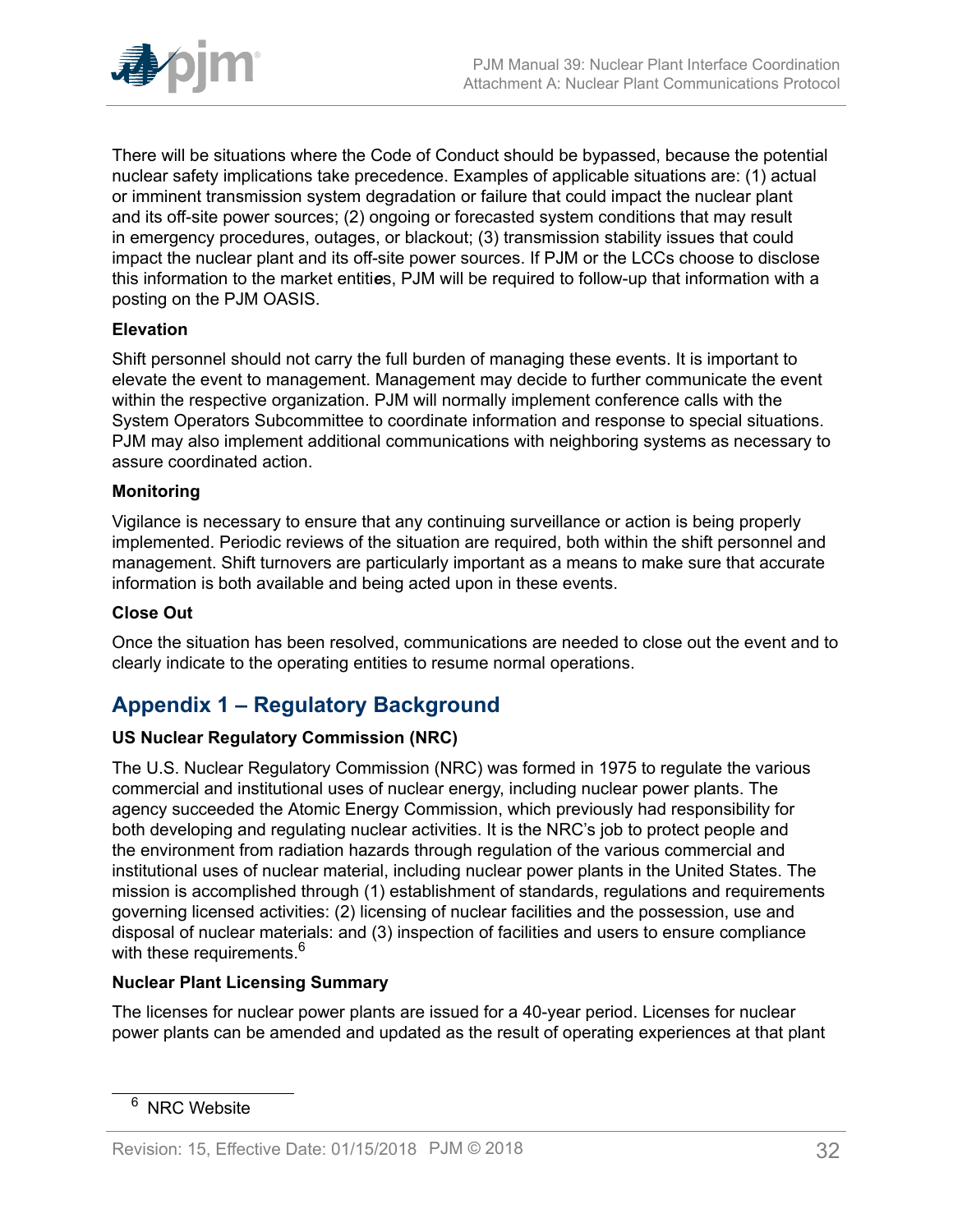There will be situations where the Code of Conduct should be bypassed, because the potential nuclear safety implications take precedence. Examples of applicable situations are: (1) actual or imminent transmission system degradation or failure that could impact the nuclear plant and its off-site power sources; (2) ongoing or forecasted system conditions that may result in emergency procedures, outages, or blackout; (3) transmission stability issues that could impact the nuclear plant and its off-site power sources. If PJM or the LCCs choose to disclose this information to the market entities, PJM will be required to follow-up that information with a posting on the PJM OASIS.

**Elevation**

Shift personnel should not carry the full burden of managing these events. It is important to elevate the event to management. Management may decide to further communicate the event within the respective organization. PJM will normally implement conference calls with the System Operators Subcommittee to coordinate information and response to special situations. PJM may also implement additional communications with neighboring systems as necessary to assure coordinated action.

**Monitoring**

Vigilance is necessary to ensure that any continuing surveillance or action is being properly implemented. Periodic reviews of the situation are required, both within the shift personnel and management. Shift turnovers are particularly important as a means to make sure that accurate information is both available and being acted upon in these events.

**Close Out**

Once the situation has been resolved, communications are needed to close out the event and to clearly indicate to the operating entities to resume normal operations.

## Appendix 1 – Regulatory Background

**US Nuclear Regulatory Commission (NRC)**

The U.S. Nuclear Regulatory Commission (NRC) was formed in 1975 to regulate the various commercial and institutional uses of nuclear energy, including nuclear power plants. The agency succeeded the Atomic Energy Commission, which previously had responsibility for both developing and regulating nuclear activities. It is the NRC's job to protect people and the environment from radiation hazards through regulation of the various commercial and institutional uses of nuclear material, including nuclear power plants in the United States. The mission is accomplished through (1) establishment of standards, regulations and requirements governing licensed activities: (2) licensing of nuclear facilities and the possession, use and disposal of nuclear materials: and (3) inspection of facilities and users to ensure compliance with these requirements.[6]

**Nuclear Plant Licensing Summary**

The licenses for nuclear power plants are issued for a 40-year period. Licenses for nuclear power plants can be amended and updated as the result of operating experiences at that plant

[6] NRC Website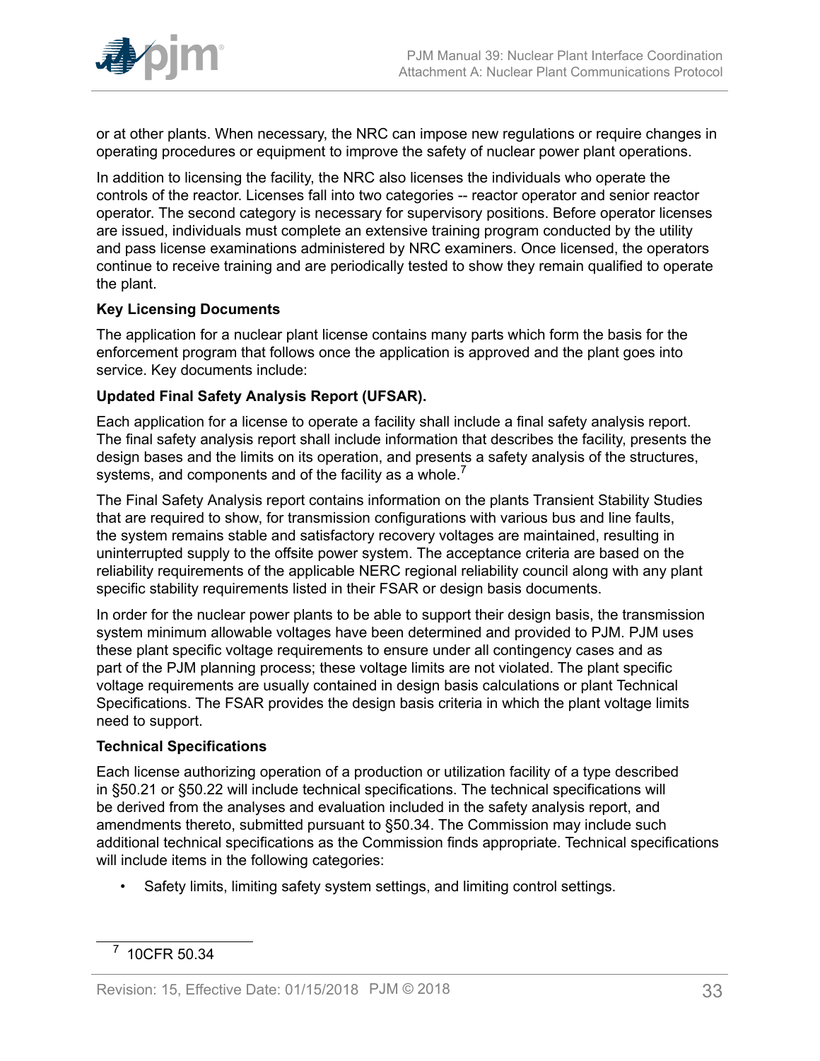or at other plants. When necessary, the NRC can impose new regulations or require changes in operating procedures or equipment to improve the safety of nuclear power plant operations.

In addition to licensing the facility, the NRC also licenses the individuals who operate the controls of the reactor. Licenses fall into two categories -- reactor operator and senior reactor operator. The second category is necessary for supervisory positions. Before operator licenses are issued, individuals must complete an extensive training program conducted by the utility and pass license examinations administered by NRC examiners. Once licensed, the operators continue to receive training and are periodically tested to show they remain qualified to operate the plant.

**Key Licensing Documents**

The application for a nuclear plant license contains many parts which form the basis for the enforcement program that follows once the application is approved and the plant goes into service. Key documents include:

**Updated Final Safety Analysis Report (UFSAR).**

Each application for a license to operate a facility shall include a final safety analysis report. The final safety analysis report shall include information that describes the facility, presents the design bases and the limits on its operation, and presents a safety analysis of the structures, systems, and components and of the facility as a whole.[7]

The Final Safety Analysis report contains information on the plants Transient Stability Studies that are required to show, for transmission configurations with various bus and line faults, the system remains stable and satisfactory recovery voltages are maintained, resulting in uninterrupted supply to the offsite power system. The acceptance criteria are based on the reliability requirements of the applicable NERC regional reliability council along with any plant specific stability requirements listed in their FSAR or design basis documents.

In order for the nuclear power plants to be able to support their design basis, the transmission system minimum allowable voltages have been determined and provided to PJM. PJM uses these plant specific voltage requirements to ensure under all contingency cases and as part of the PJM planning process; these voltage limits are not violated. The plant specific voltage requirements are usually contained in design basis calculations or plant Technical Specifications. The FSAR provides the design basis criteria in which the plant voltage limits need to support.

**Technical Specifications**

Each license authorizing operation of a production or utilization facility of a type described in §50.21 or §50.22 will include technical specifications. The technical specifications will be derived from the analyses and evaluation included in the safety analysis report, and amendments thereto, submitted pursuant to §50.34. The Commission may include such additional technical specifications as the Commission finds appropriate. Technical specifications will include items in the following categories:

- Safety limits, limiting safety system settings, and limiting control settings.

---

[7] 10CFR 50.34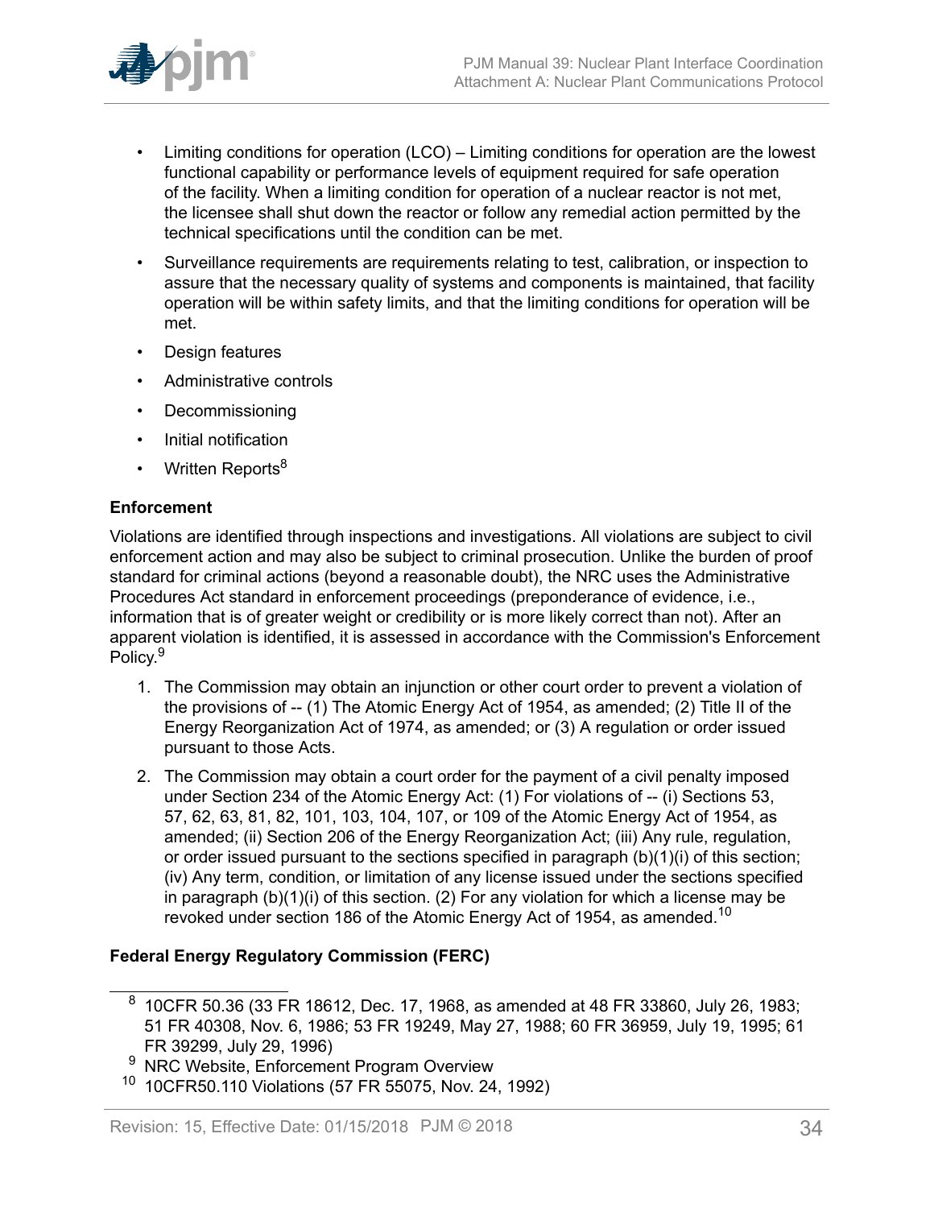- Limiting conditions for operation (LCO) – Limiting conditions for operation are the lowest functional capability or performance levels of equipment required for safe operation of the facility. When a limiting condition for operation of a nuclear reactor is not met, the licensee shall shut down the reactor or follow any remedial action permitted by the technical specifications until the condition can be met.
- Surveillance requirements are requirements relating to test, calibration, or inspection to assure that the necessary quality of systems and components is maintained, that facility operation will be within safety limits, and that the limiting conditions for operation will be met.
- Design features
- Administrative controls
- Decommissioning
- Initial notification
- Written Reports[8]

**Enforcement**

Violations are identified through inspections and investigations. All violations are subject to civil enforcement action and may also be subject to criminal prosecution. Unlike the burden of proof standard for criminal actions (beyond a reasonable doubt), the NRC uses the Administrative Procedures Act standard in enforcement proceedings (preponderance of evidence, i.e., information that is of greater weight or credibility or is more likely correct than not). After an apparent violation is identified, it is assessed in accordance with the Commission's Enforcement Policy.[9]

1. The Commission may obtain an injunction or other court order to prevent a violation of the provisions of -- (1) The Atomic Energy Act of 1954, as amended; (2) Title II of the Energy Reorganization Act of 1974, as amended; or (3) A regulation or order issued pursuant to those Acts.
2. The Commission may obtain a court order for the payment of a civil penalty imposed under Section 234 of the Atomic Energy Act: (1) For violations of -- (i) Sections 53, 57, 62, 63, 81, 82, 101, 103, 104, 107, or 109 of the Atomic Energy Act of 1954, as amended; (ii) Section 206 of the Energy Reorganization Act; (iii) Any rule, regulation, or order issued pursuant to the sections specified in paragraph (b)(1)(i) of this section; (iv) Any term, condition, or limitation of any license issued under the sections specified in paragraph (b)(1)(i) of this section. (2) For any violation for which a license may be revoked under section 186 of the Atomic Energy Act of 1954, as amended.[10]

**Federal Energy Regulatory Commission (FERC)**

[8] 10CFR 50.36 (33 FR 18612, Dec. 17, 1968, as amended at 48 FR 33860, July 26, 1983; 51 FR 40308, Nov. 6, 1986; 53 FR 19249, May 27, 1988; 60 FR 36959, July 19, 1995; 61 FR 39299, July 29, 1996)

[9] NRC Website, Enforcement Program Overview

[10] 10CFR50.110 Violations (57 FR 55075, Nov. 24, 1992)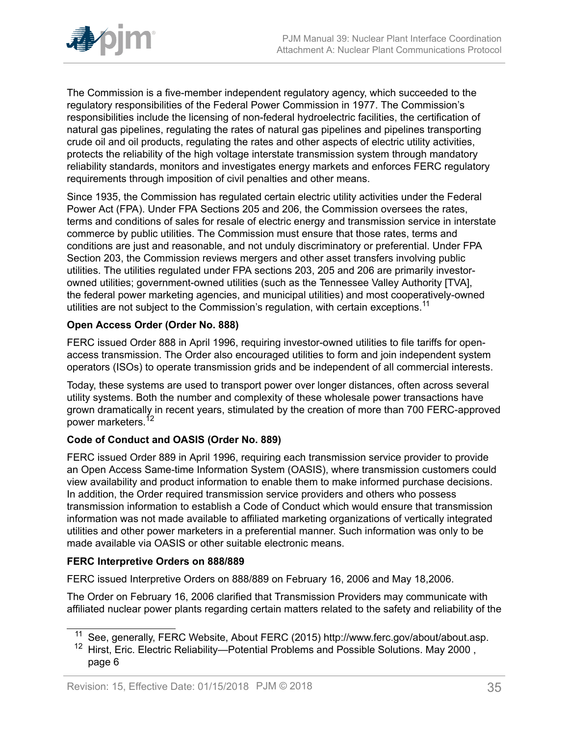The Commission is a five-member independent regulatory agency, which succeeded to the regulatory responsibilities of the Federal Power Commission in 1977. The Commission's responsibilities include the licensing of non-federal hydroelectric facilities, the certification of natural gas pipelines, regulating the rates of natural gas pipelines and pipelines transporting crude oil and oil products, regulating the rates and other aspects of electric utility activities, protects the reliability of the high voltage interstate transmission system through mandatory reliability standards, monitors and investigates energy markets and enforces FERC regulatory requirements through imposition of civil penalties and other means.

Since 1935, the Commission has regulated certain electric utility activities under the Federal Power Act (FPA). Under FPA Sections 205 and 206, the Commission oversees the rates, terms and conditions of sales for resale of electric energy and transmission service in interstate commerce by public utilities. The Commission must ensure that those rates, terms and conditions are just and reasonable, and not unduly discriminatory or preferential. Under FPA Section 203, the Commission reviews mergers and other asset transfers involving public utilities. The utilities regulated under FPA sections 203, 205 and 206 are primarily investor-owned utilities; government-owned utilities (such as the Tennessee Valley Authority [TVA], the federal power marketing agencies, and municipal utilities) and most cooperatively-owned utilities are not subject to the Commission's regulation, with certain exceptions.[11]

**Open Access Order (Order No. 888)**

FERC issued Order 888 in April 1996, requiring investor-owned utilities to file tariffs for open-access transmission. The Order also encouraged utilities to form and join independent system operators (ISOs) to operate transmission grids and be independent of all commercial interests.

Today, these systems are used to transport power over longer distances, often across several utility systems. Both the number and complexity of these wholesale power transactions have grown dramatically in recent years, stimulated by the creation of more than 700 FERC-approved power marketers.[12]

**Code of Conduct and OASIS (Order No. 889)**

FERC issued Order 889 in April 1996, requiring each transmission service provider to provide an Open Access Same-time Information System (OASIS), where transmission customers could view availability and product information to enable them to make informed purchase decisions. In addition, the Order required transmission service providers and others who possess transmission information to establish a Code of Conduct which would ensure that transmission information was not made available to affiliated marketing organizations of vertically integrated utilities and other power marketers in a preferential manner. Such information was only to be made available via OASIS or other suitable electronic means.

**FERC Interpretive Orders on 888/889**

FERC issued Interpretive Orders on 888/889 on February 16, 2006 and May 18,2006.

The Order on February 16, 2006 clarified that Transmission Providers may communicate with affiliated nuclear power plants regarding certain matters related to the safety and reliability of the

[11] See, generally, FERC Website, About FERC (2015) http://www.ferc.gov/about/about.asp.

[12] Hirst, Eric. Electric Reliability—Potential Problems and Possible Solutions. May 2000 , page 6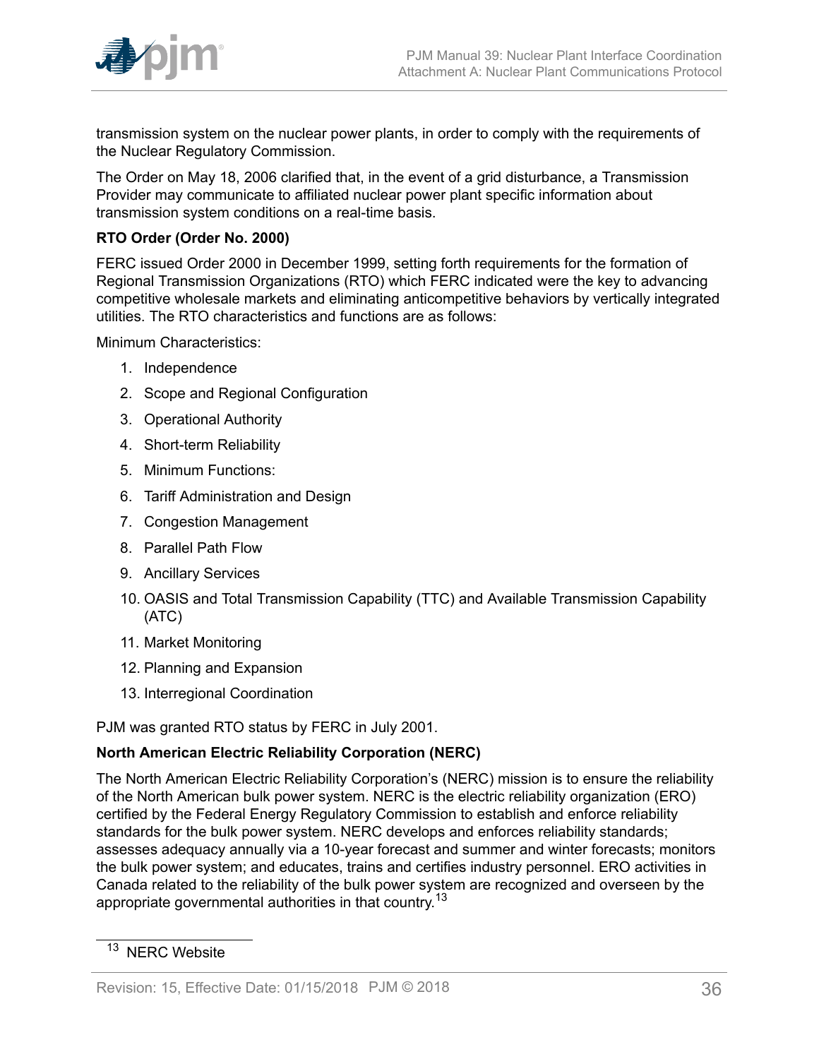transmission system on the nuclear power plants, in order to comply with the requirements of the Nuclear Regulatory Commission.

The Order on May 18, 2006 clarified that, in the event of a grid disturbance, a Transmission Provider may communicate to affiliated nuclear power plant specific information about transmission system conditions on a real-time basis.

**RTO Order (Order No. 2000)**

FERC issued Order 2000 in December 1999, setting forth requirements for the formation of Regional Transmission Organizations (RTO) which FERC indicated were the key to advancing competitive wholesale markets and eliminating anticompetitive behaviors by vertically integrated utilities. The RTO characteristics and functions are as follows:

Minimum Characteristics:

1. Independence
2. Scope and Regional Configuration
3. Operational Authority
4. Short-term Reliability
5. Minimum Functions:
6. Tariff Administration and Design
7. Congestion Management
8. Parallel Path Flow
9. Ancillary Services
10. OASIS and Total Transmission Capability (TTC) and Available Transmission Capability (ATC)
11. Market Monitoring
12. Planning and Expansion
13. Interregional Coordination

PJM was granted RTO status by FERC in July 2001.

**North American Electric Reliability Corporation (NERC)**

The North American Electric Reliability Corporation's (NERC) mission is to ensure the reliability of the North American bulk power system. NERC is the electric reliability organization (ERO) certified by the Federal Energy Regulatory Commission to establish and enforce reliability standards for the bulk power system. NERC develops and enforces reliability standards; assesses adequacy annually via a 10-year forecast and summer and winter forecasts; monitors the bulk power system; and educates, trains and certifies industry personnel. ERO activities in Canada related to the reliability of the bulk power system are recognized and overseen by the appropriate governmental authorities in that country.[13]

[13] NERC Website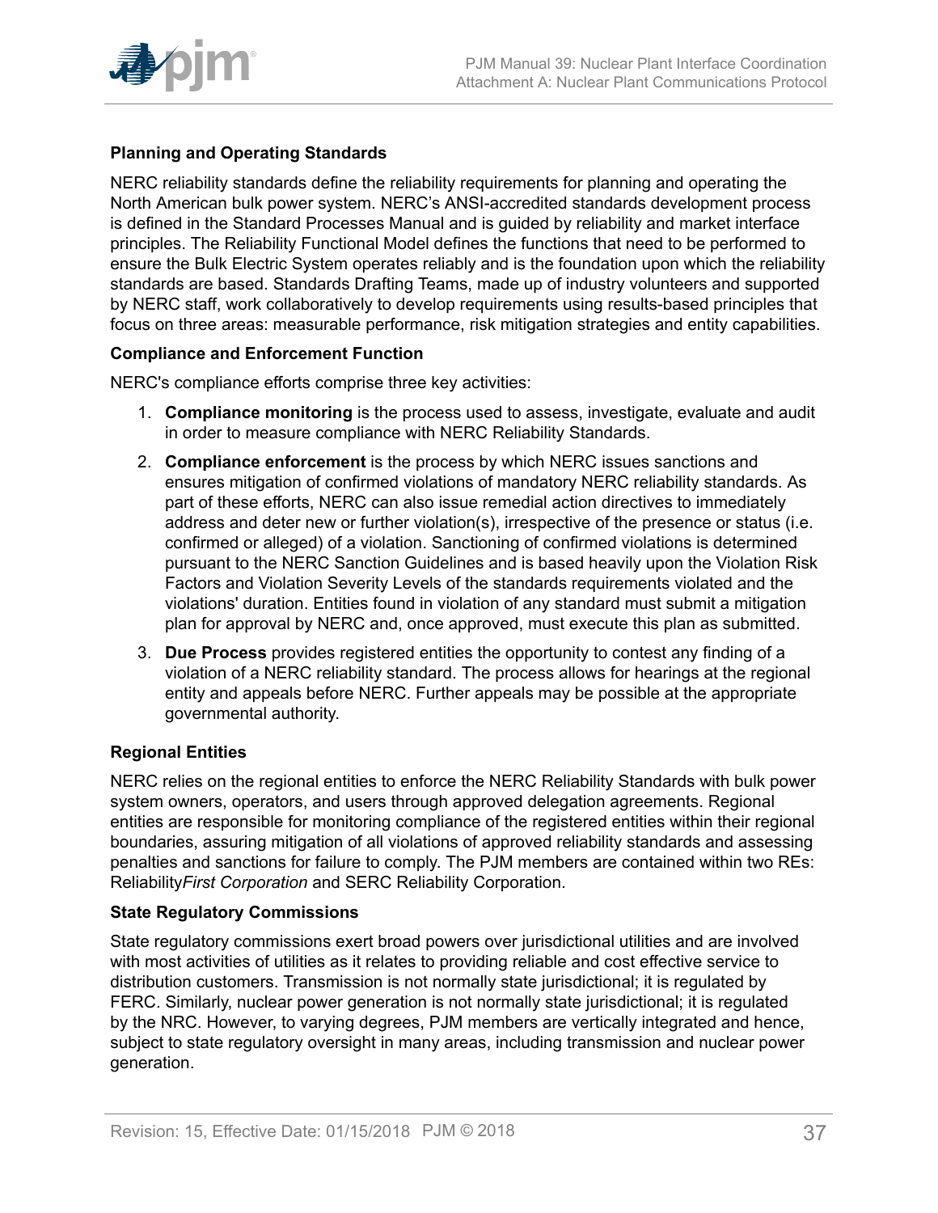**Planning and Operating Standards**

NERC reliability standards define the reliability requirements for planning and operating the North American bulk power system. NERC's ANSI-accredited standards development process is defined in the Standard Processes Manual and is guided by reliability and market interface principles. The Reliability Functional Model defines the functions that need to be performed to ensure the Bulk Electric System operates reliably and is the foundation upon which the reliability standards are based. Standards Drafting Teams, made up of industry volunteers and supported by NERC staff, work collaboratively to develop requirements using results-based principles that focus on three areas: measurable performance, risk mitigation strategies and entity capabilities.

**Compliance and Enforcement Function**

NERC's compliance efforts comprise three key activities:

1. **Compliance monitoring** is the process used to assess, investigate, evaluate and audit in order to measure compliance with NERC Reliability Standards.
2. **Compliance enforcement** is the process by which NERC issues sanctions and ensures mitigation of confirmed violations of mandatory NERC reliability standards. As part of these efforts, NERC can also issue remedial action directives to immediately address and deter new or further violation(s), irrespective of the presence or status (i.e. confirmed or alleged) of a violation. Sanctioning of confirmed violations is determined pursuant to the NERC Sanction Guidelines and is based heavily upon the Violation Risk Factors and Violation Severity Levels of the standards requirements violated and the violations' duration. Entities found in violation of any standard must submit a mitigation plan for approval by NERC and, once approved, must execute this plan as submitted.
3. **Due Process** provides registered entities the opportunity to contest any finding of a violation of a NERC reliability standard. The process allows for hearings at the regional entity and appeals before NERC. Further appeals may be possible at the appropriate governmental authority.

**Regional Entities**

NERC relies on the regional entities to enforce the NERC Reliability Standards with bulk power system owners, operators, and users through approved delegation agreements. Regional entities are responsible for monitoring compliance of the registered entities within their regional boundaries, assuring mitigation of all violations of approved reliability standards and assessing penalties and sanctions for failure to comply. The PJM members are contained within two REs: Reliability*First Corporation* and SERC Reliability Corporation.

**State Regulatory Commissions**

State regulatory commissions exert broad powers over jurisdictional utilities and are involved with most activities of utilities as it relates to providing reliable and cost effective service to distribution customers. Transmission is not normally state jurisdictional; it is regulated by FERC. Similarly, nuclear power generation is not normally state jurisdictional; it is regulated by the NRC. However, to varying degrees, PJM members are vertically integrated and hence, subject to state regulatory oversight in many areas, including transmission and nuclear power generation.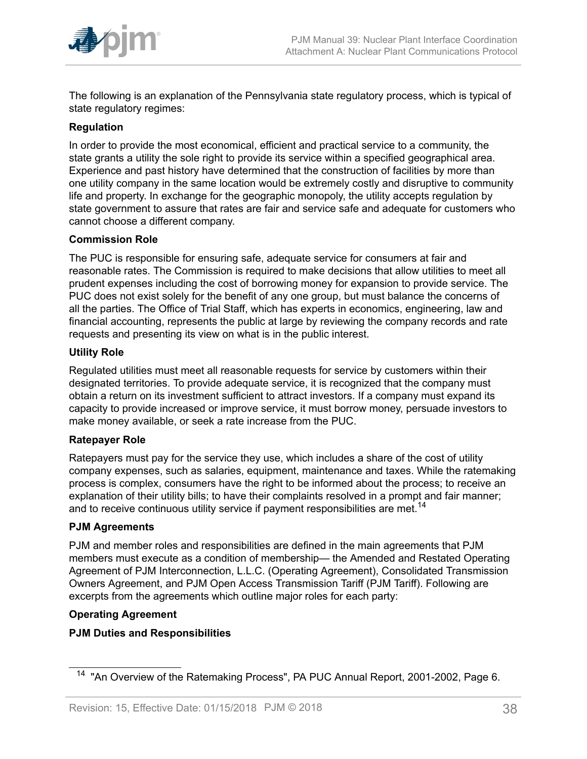The following is an explanation of the Pennsylvania state regulatory process, which is typical of state regulatory regimes:

**Regulation**

In order to provide the most economical, efficient and practical service to a community, the state grants a utility the sole right to provide its service within a specified geographical area. Experience and past history have determined that the construction of facilities by more than one utility company in the same location would be extremely costly and disruptive to community life and property. In exchange for the geographic monopoly, the utility accepts regulation by state government to assure that rates are fair and service safe and adequate for customers who cannot choose a different company.

**Commission Role**

The PUC is responsible for ensuring safe, adequate service for consumers at fair and reasonable rates. The Commission is required to make decisions that allow utilities to meet all prudent expenses including the cost of borrowing money for expansion to provide service. The PUC does not exist solely for the benefit of any one group, but must balance the concerns of all the parties. The Office of Trial Staff, which has experts in economics, engineering, law and financial accounting, represents the public at large by reviewing the company records and rate requests and presenting its view on what is in the public interest.

**Utility Role**

Regulated utilities must meet all reasonable requests for service by customers within their designated territories. To provide adequate service, it is recognized that the company must obtain a return on its investment sufficient to attract investors. If a company must expand its capacity to provide increased or improve service, it must borrow money, persuade investors to make money available, or seek a rate increase from the PUC.

**Ratepayer Role**

Ratepayers must pay for the service they use, which includes a share of the cost of utility company expenses, such as salaries, equipment, maintenance and taxes. While the ratemaking process is complex, consumers have the right to be informed about the process; to receive an explanation of their utility bills; to have their complaints resolved in a prompt and fair manner; and to receive continuous utility service if payment responsibilities are met.[14]

**PJM Agreements**

PJM and member roles and responsibilities are defined in the main agreements that PJM members must execute as a condition of membership— the Amended and Restated Operating Agreement of PJM Interconnection, L.L.C. (Operating Agreement), Consolidated Transmission Owners Agreement, and PJM Open Access Transmission Tariff (PJM Tariff). Following are excerpts from the agreements which outline major roles for each party:

**Operating Agreement**

**PJM Duties and Responsibilities**

[14] "An Overview of the Ratemaking Process", PA PUC Annual Report, 2001-2002, Page 6.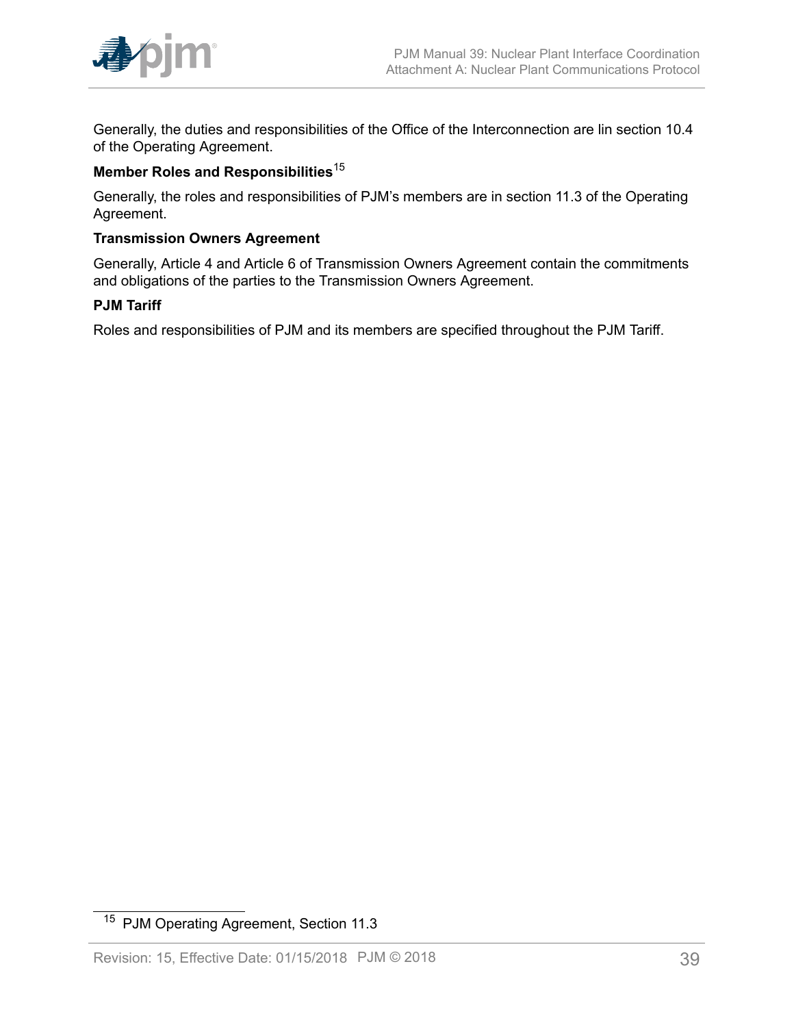Generally, the duties and responsibilities of the Office of the Interconnection are lin section 10.4 of the Operating Agreement.

**Member Roles and Responsibilities**[15]

Generally, the roles and responsibilities of PJM's members are in section 11.3 of the Operating Agreement.

**Transmission Owners Agreement**

Generally, Article 4 and Article 6 of Transmission Owners Agreement contain the commitments and obligations of the parties to the Transmission Owners Agreement.

**PJM Tariff**

Roles and responsibilities of PJM and its members are specified throughout the PJM Tariff.

---

[15] PJM Operating Agreement, Section 11.3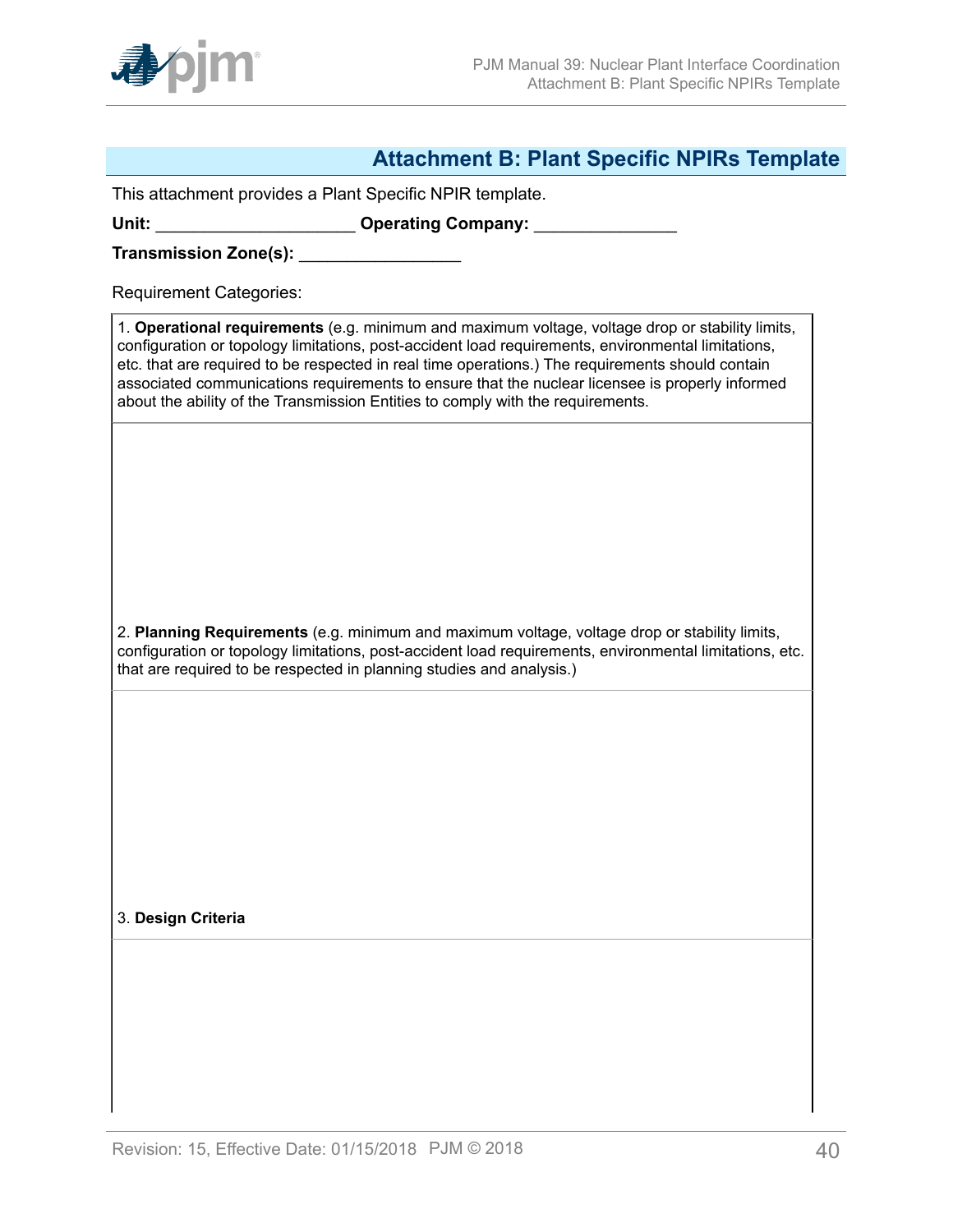## Attachment B: Plant Specific NPIRs Template

This attachment provides a Plant Specific NPIR template.

**Unit:** ____________________ **Operating Company:** ______________

**Transmission Zone(s):** ________________

Requirement Categories:

| 1. **Operational requirements** (e.g. minimum and maximum voltage, voltage drop or stability limits, configuration or topology limitations, post-accident load requirements, environmental limitations, etc. that are required to be respected in real time operations.) The requirements should contain associated communications requirements to ensure that the nuclear licensee is properly informed about the ability of the Transmission Entities to comply with the requirements. |
|---|
| |
| 2. **Planning Requirements** (e.g. minimum and maximum voltage, voltage drop or stability limits, configuration or topology limitations, post-accident load requirements, environmental limitations, etc. that are required to be respected in planning studies and analysis.) |
| |
| 3. **Design Criteria** |
| |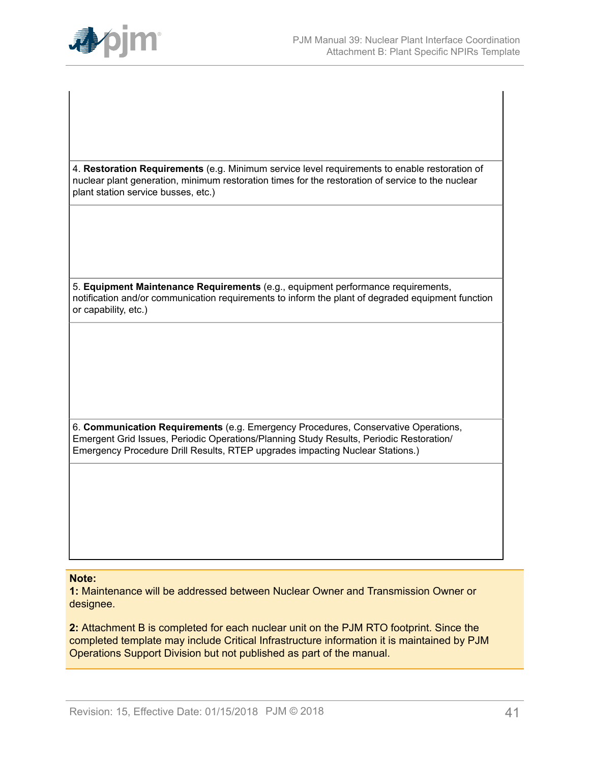| |
|---|
| |
| 4. **Restoration Requirements** (e.g. Minimum service level requirements to enable restoration of nuclear plant generation, minimum restoration times for the restoration of service to the nuclear plant station service busses, etc.) |
| |
| 5. **Equipment Maintenance Requirements** (e.g., equipment performance requirements, notification and/or communication requirements to inform the plant of degraded equipment function or capability, etc.) |
| |
| 6. **Communication Requirements** (e.g. Emergency Procedures, Conservative Operations, Emergent Grid Issues, Periodic Operations/Planning Study Results, Periodic Restoration/ Emergency Procedure Drill Results, RTEP upgrades impacting Nuclear Stations.) |
| |

**Note:**

**1:** Maintenance will be addressed between Nuclear Owner and Transmission Owner or designee.

**2:** Attachment B is completed for each nuclear unit on the PJM RTO footprint. Since the completed template may include Critical Infrastructure information it is maintained by PJM Operations Support Division but not published as part of the manual.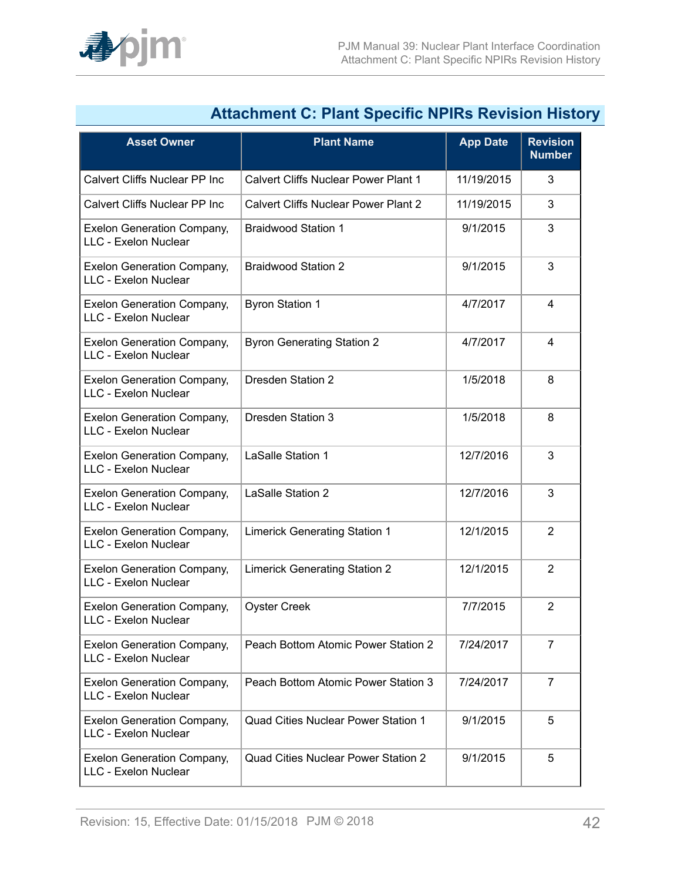## Attachment C: Plant Specific NPIRs Revision History

| Asset Owner | Plant Name | App Date | Revision Number |
|---|---|---|---|
| Calvert Cliffs Nuclear PP Inc | Calvert Cliffs Nuclear Power Plant 1 | 11/19/2015 | 3 |
| Calvert Cliffs Nuclear PP Inc | Calvert Cliffs Nuclear Power Plant 2 | 11/19/2015 | 3 |
| Exelon Generation Company, LLC - Exelon Nuclear | Braidwood Station 1 | 9/1/2015 | 3 |
| Exelon Generation Company, LLC - Exelon Nuclear | Braidwood Station 2 | 9/1/2015 | 3 |
| Exelon Generation Company, LLC - Exelon Nuclear | Byron Station 1 | 4/7/2017 | 4 |
| Exelon Generation Company, LLC - Exelon Nuclear | Byron Generating Station 2 | 4/7/2017 | 4 |
| Exelon Generation Company, LLC - Exelon Nuclear | Dresden Station 2 | 1/5/2018 | 8 |
| Exelon Generation Company, LLC - Exelon Nuclear | Dresden Station 3 | 1/5/2018 | 8 |
| Exelon Generation Company, LLC - Exelon Nuclear | LaSalle Station 1 | 12/7/2016 | 3 |
| Exelon Generation Company, LLC - Exelon Nuclear | LaSalle Station 2 | 12/7/2016 | 3 |
| Exelon Generation Company, LLC - Exelon Nuclear | Limerick Generating Station 1 | 12/1/2015 | 2 |
| Exelon Generation Company, LLC - Exelon Nuclear | Limerick Generating Station 2 | 12/1/2015 | 2 |
| Exelon Generation Company, LLC - Exelon Nuclear | Oyster Creek | 7/7/2015 | 2 |
| Exelon Generation Company, LLC - Exelon Nuclear | Peach Bottom Atomic Power Station 2 | 7/24/2017 | 7 |
| Exelon Generation Company, LLC - Exelon Nuclear | Peach Bottom Atomic Power Station 3 | 7/24/2017 | 7 |
| Exelon Generation Company, LLC - Exelon Nuclear | Quad Cities Nuclear Power Station 1 | 9/1/2015 | 5 |
| Exelon Generation Company, LLC - Exelon Nuclear | Quad Cities Nuclear Power Station 2 | 9/1/2015 | 5 |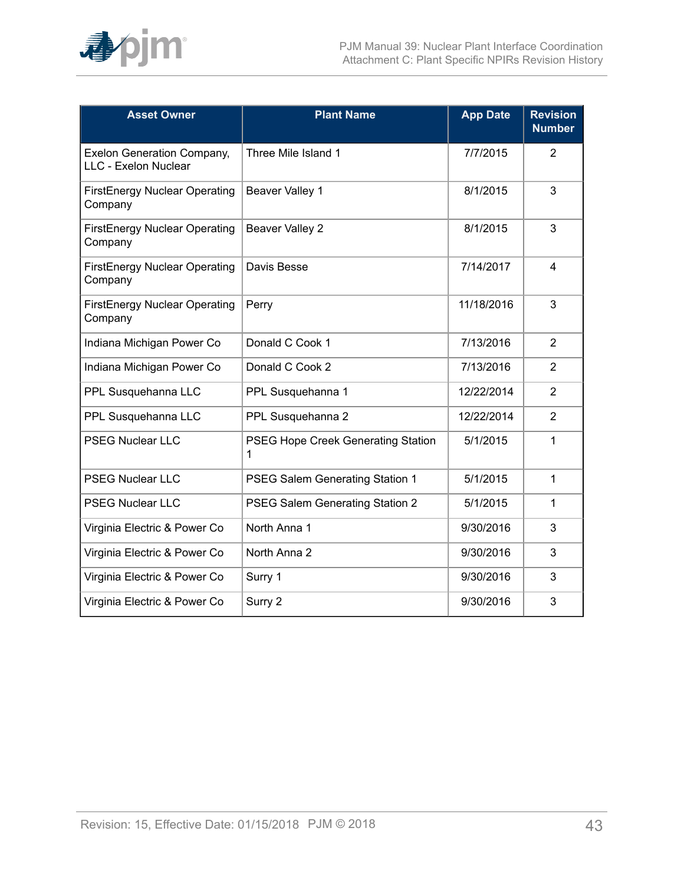| Asset Owner | Plant Name | App Date | Revision Number |
|---|---|---|---|
| Exelon Generation Company, LLC - Exelon Nuclear | Three Mile Island 1 | 7/7/2015 | 2 |
| FirstEnergy Nuclear Operating Company | Beaver Valley 1 | 8/1/2015 | 3 |
| FirstEnergy Nuclear Operating Company | Beaver Valley 2 | 8/1/2015 | 3 |
| FirstEnergy Nuclear Operating Company | Davis Besse | 7/14/2017 | 4 |
| FirstEnergy Nuclear Operating Company | Perry | 11/18/2016 | 3 |
| Indiana Michigan Power Co | Donald C Cook 1 | 7/13/2016 | 2 |
| Indiana Michigan Power Co | Donald C Cook 2 | 7/13/2016 | 2 |
| PPL Susquehanna LLC | PPL Susquehanna 1 | 12/22/2014 | 2 |
| PPL Susquehanna LLC | PPL Susquehanna 2 | 12/22/2014 | 2 |
| PSEG Nuclear LLC | PSEG Hope Creek Generating Station 1 | 5/1/2015 | 1 |
| PSEG Nuclear LLC | PSEG Salem Generating Station 1 | 5/1/2015 | 1 |
| PSEG Nuclear LLC | PSEG Salem Generating Station 2 | 5/1/2015 | 1 |
| Virginia Electric & Power Co | North Anna 1 | 9/30/2016 | 3 |
| Virginia Electric & Power Co | North Anna 2 | 9/30/2016 | 3 |
| Virginia Electric & Power Co | Surry 1 | 9/30/2016 | 3 |
| Virginia Electric & Power Co | Surry 2 | 9/30/2016 | 3 |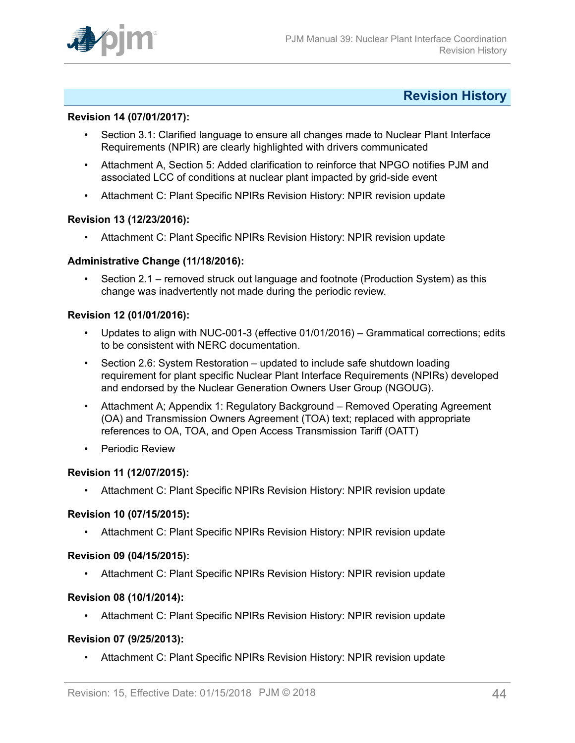## Revision History

**Revision 14 (07/01/2017):**

- Section 3.1: Clarified language to ensure all changes made to Nuclear Plant Interface Requirements (NPIR) are clearly highlighted with drivers communicated
- Attachment A, Section 5: Added clarification to reinforce that NPGO notifies PJM and associated LCC of conditions at nuclear plant impacted by grid-side event
- Attachment C: Plant Specific NPIRs Revision History: NPIR revision update

**Revision 13 (12/23/2016):**

- Attachment C: Plant Specific NPIRs Revision History: NPIR revision update

**Administrative Change (11/18/2016):**

- Section 2.1 – removed struck out language and footnote (Production System) as this change was inadvertently not made during the periodic review.

**Revision 12 (01/01/2016):**

- Updates to align with NUC-001-3 (effective 01/01/2016) – Grammatical corrections; edits to be consistent with NERC documentation.
- Section 2.6: System Restoration – updated to include safe shutdown loading requirement for plant specific Nuclear Plant Interface Requirements (NPIRs) developed and endorsed by the Nuclear Generation Owners User Group (NGOUG).
- Attachment A; Appendix 1: Regulatory Background – Removed Operating Agreement (OA) and Transmission Owners Agreement (TOA) text; replaced with appropriate references to OA, TOA, and Open Access Transmission Tariff (OATT)
- Periodic Review

**Revision 11 (12/07/2015):**

- Attachment C: Plant Specific NPIRs Revision History: NPIR revision update

**Revision 10 (07/15/2015):**

- Attachment C: Plant Specific NPIRs Revision History: NPIR revision update

**Revision 09 (04/15/2015):**

- Attachment C: Plant Specific NPIRs Revision History: NPIR revision update

**Revision 08 (10/1/2014):**

- Attachment C: Plant Specific NPIRs Revision History: NPIR revision update

**Revision 07 (9/25/2013):**

- Attachment C: Plant Specific NPIRs Revision History: NPIR revision update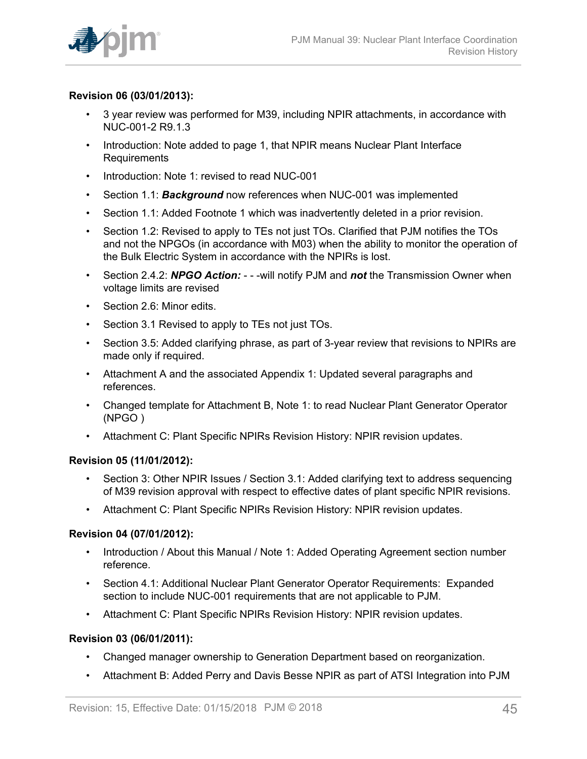**Revision 06 (03/01/2013):**

- 3 year review was performed for M39, including NPIR attachments, in accordance with NUC-001-2 R9.1.3
- Introduction: Note added to page 1, that NPIR means Nuclear Plant Interface Requirements
- Introduction: Note 1: revised to read NUC-001
- Section 1.1: ***Background*** now references when NUC-001 was implemented
- Section 1.1: Added Footnote 1 which was inadvertently deleted in a prior revision.
- Section 1.2: Revised to apply to TEs not just TOs. Clarified that PJM notifies the TOs and not the NPGOs (in accordance with M03) when the ability to monitor the operation of the Bulk Electric System in accordance with the NPIRs is lost.
- Section 2.4.2: ***NPGO Action:*** - - -will notify PJM and ***not*** the Transmission Owner when voltage limits are revised
- Section 2.6: Minor edits.
- Section 3.1 Revised to apply to TEs not just TOs.
- Section 3.5: Added clarifying phrase, as part of 3-year review that revisions to NPIRs are made only if required.
- Attachment A and the associated Appendix 1: Updated several paragraphs and references.
- Changed template for Attachment B, Note 1: to read Nuclear Plant Generator Operator (NPGO )
- Attachment C: Plant Specific NPIRs Revision History: NPIR revision updates.

**Revision 05 (11/01/2012):**

- Section 3: Other NPIR Issues / Section 3.1: Added clarifying text to address sequencing of M39 revision approval with respect to effective dates of plant specific NPIR revisions.
- Attachment C: Plant Specific NPIRs Revision History: NPIR revision updates.

**Revision 04 (07/01/2012):**

- Introduction / About this Manual / Note 1: Added Operating Agreement section number reference.
- Section 4.1: Additional Nuclear Plant Generator Operator Requirements: Expanded section to include NUC-001 requirements that are not applicable to PJM.
- Attachment C: Plant Specific NPIRs Revision History: NPIR revision updates.

**Revision 03 (06/01/2011):**

- Changed manager ownership to Generation Department based on reorganization.
- Attachment B: Added Perry and Davis Besse NPIR as part of ATSI Integration into PJM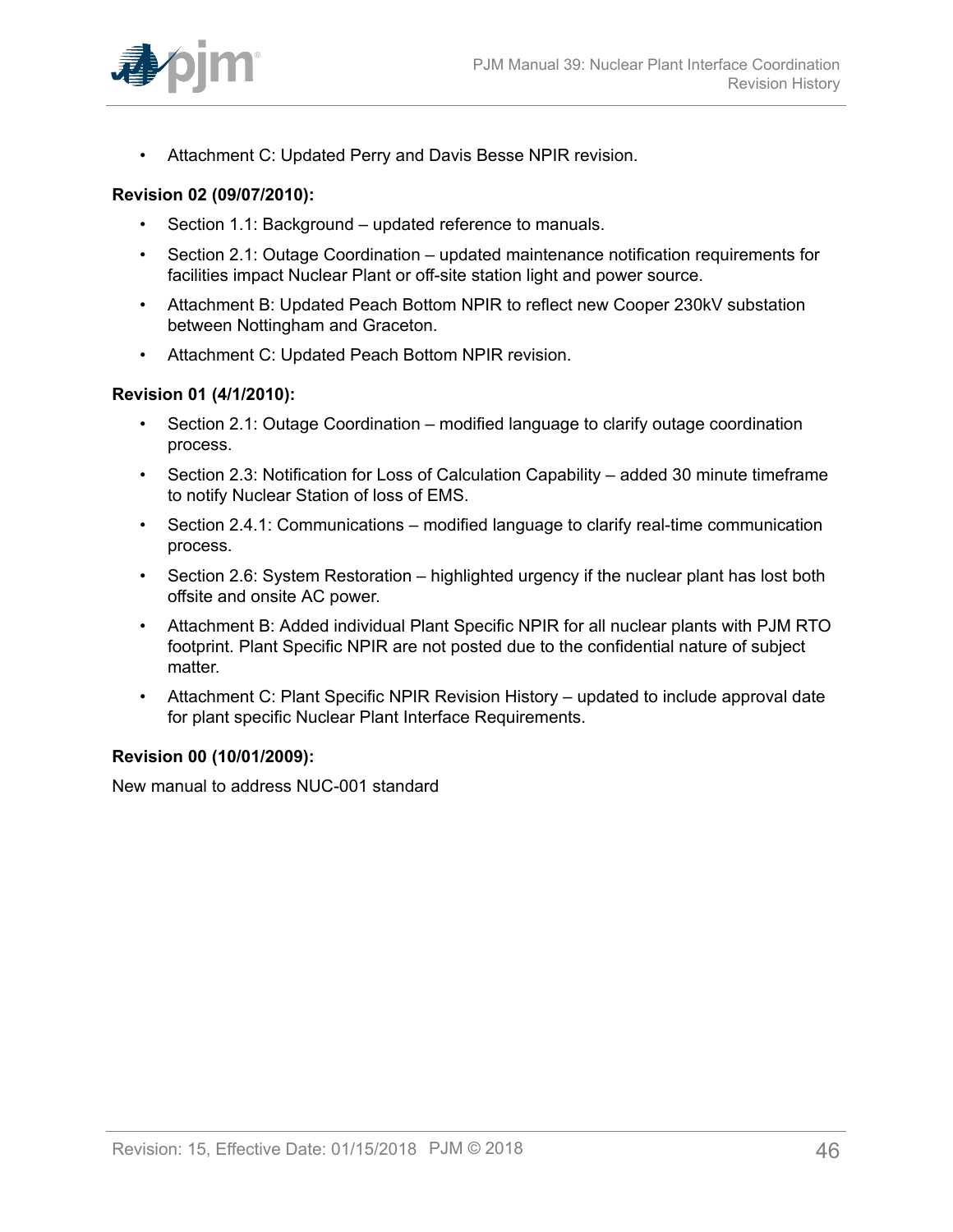- Attachment C: Updated Perry and Davis Besse NPIR revision.

**Revision 02 (09/07/2010):**

- Section 1.1: Background – updated reference to manuals.
- Section 2.1: Outage Coordination – updated maintenance notification requirements for facilities impact Nuclear Plant or off-site station light and power source.
- Attachment B: Updated Peach Bottom NPIR to reflect new Cooper 230kV substation between Nottingham and Graceton.
- Attachment C: Updated Peach Bottom NPIR revision.

**Revision 01 (4/1/2010):**

- Section 2.1: Outage Coordination – modified language to clarify outage coordination process.
- Section 2.3: Notification for Loss of Calculation Capability – added 30 minute timeframe to notify Nuclear Station of loss of EMS.
- Section 2.4.1: Communications – modified language to clarify real-time communication process.
- Section 2.6: System Restoration – highlighted urgency if the nuclear plant has lost both offsite and onsite AC power.
- Attachment B: Added individual Plant Specific NPIR for all nuclear plants with PJM RTO footprint. Plant Specific NPIR are not posted due to the confidential nature of subject matter.
- Attachment C: Plant Specific NPIR Revision History – updated to include approval date for plant specific Nuclear Plant Interface Requirements.

**Revision 00 (10/01/2009):**

New manual to address NUC-001 standard